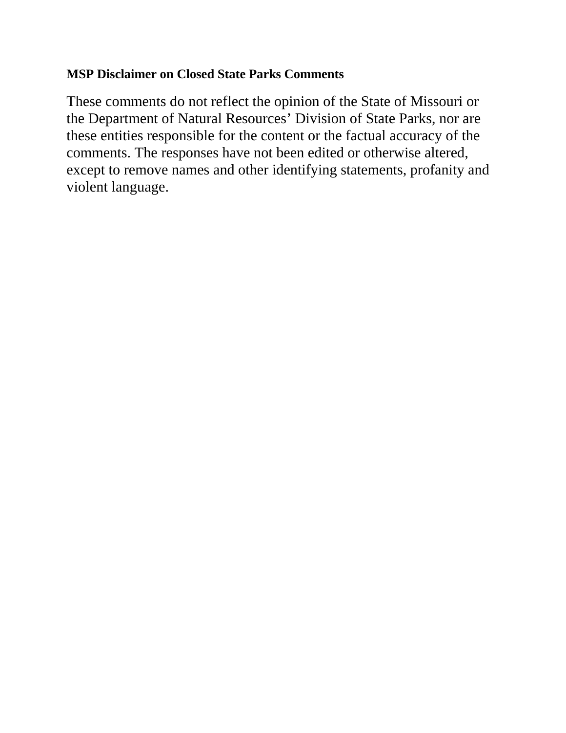**MSP Disclaimer on Closed State Parks Comments**

These comments do not reflect the opinion of the State of Missouri or the Department of Natural Resources’ Division of State Parks, nor are these entities responsible for the content or the factual accuracy of the comments. The responses have not been edited or otherwise altered, except to remove names and other identifying statements, profanity and violent language.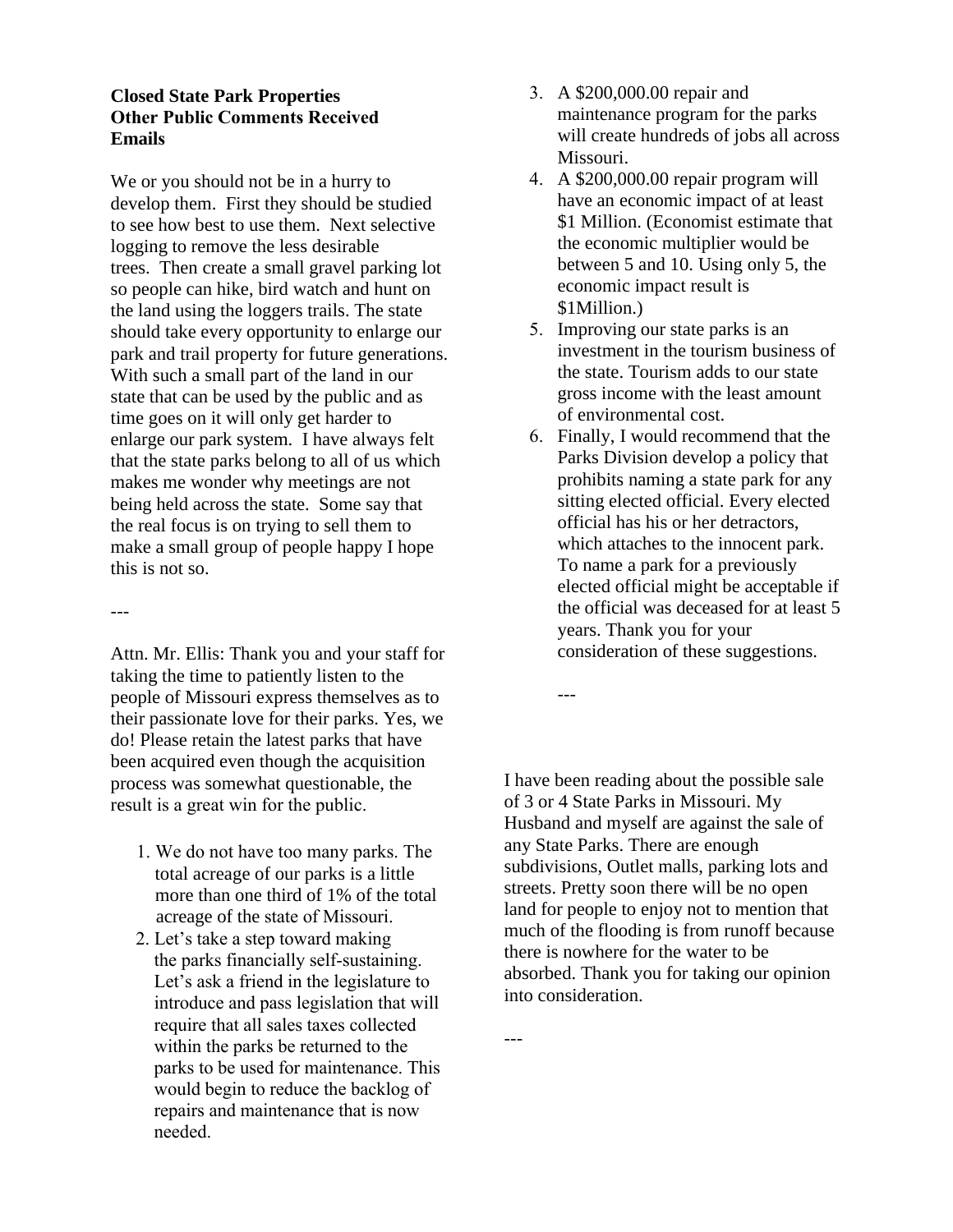**Closed State Park Properties**
**Other Public Comments Received**
**Emails**

We or you should not be in a hurry to develop them. First they should be studied to see how best to use them. Next selective logging to remove the less desirable trees. Then create a small gravel parking lot so people can hike, bird watch and hunt on the land using the loggers trails. The state should take every opportunity to enlarge our park and trail property for future generations. With such a small part of the land in our state that can be used by the public and as time goes on it will only get harder to enlarge our park system. I have always felt that the state parks belong to all of us which makes me wonder why meetings are not being held across the state. Some say that the real focus is on trying to sell them to make a small group of people happy I hope this is not so.

---

Attn. Mr. Ellis: Thank you and your staff for taking the time to patiently listen to the people of Missouri express themselves as to their passionate love for their parks. Yes, we do! Please retain the latest parks that have been acquired even though the acquisition process was somewhat questionable, the result is a great win for the public.

1. We do not have too many parks. The total acreage of our parks is a little more than one third of 1% of the total acreage of the state of Missouri.
2. Let's take a step toward making the parks financially self-sustaining. Let's ask a friend in the legislature to introduce and pass legislation that will require that all sales taxes collected within the parks be returned to the parks to be used for maintenance. This would begin to reduce the backlog of repairs and maintenance that is now needed.
3. A $200,000.00 repair and maintenance program for the parks will create hundreds of jobs all across Missouri.
4. A $200,000.00 repair program will have an economic impact of at least $1 Million. (Economist estimate that the economic multiplier would be between 5 and 10. Using only 5, the economic impact result is $1Million.)
5. Improving our state parks is an investment in the tourism business of the state. Tourism adds to our state gross income with the least amount of environmental cost.
6. Finally, I would recommend that the Parks Division develop a policy that prohibits naming a state park for any sitting elected official. Every elected official has his or her detractors, which attaches to the innocent park. To name a park for a previously elected official might be acceptable if the official was deceased for at least 5 years. Thank you for your consideration of these suggestions.

---

I have been reading about the possible sale of 3 or 4 State Parks in Missouri. My Husband and myself are against the sale of any State Parks. There are enough subdivisions, Outlet malls, parking lots and streets. Pretty soon there will be no open land for people to enjoy not to mention that much of the flooding is from runoff because there is nowhere for the water to be absorbed. Thank you for taking our opinion into consideration.

---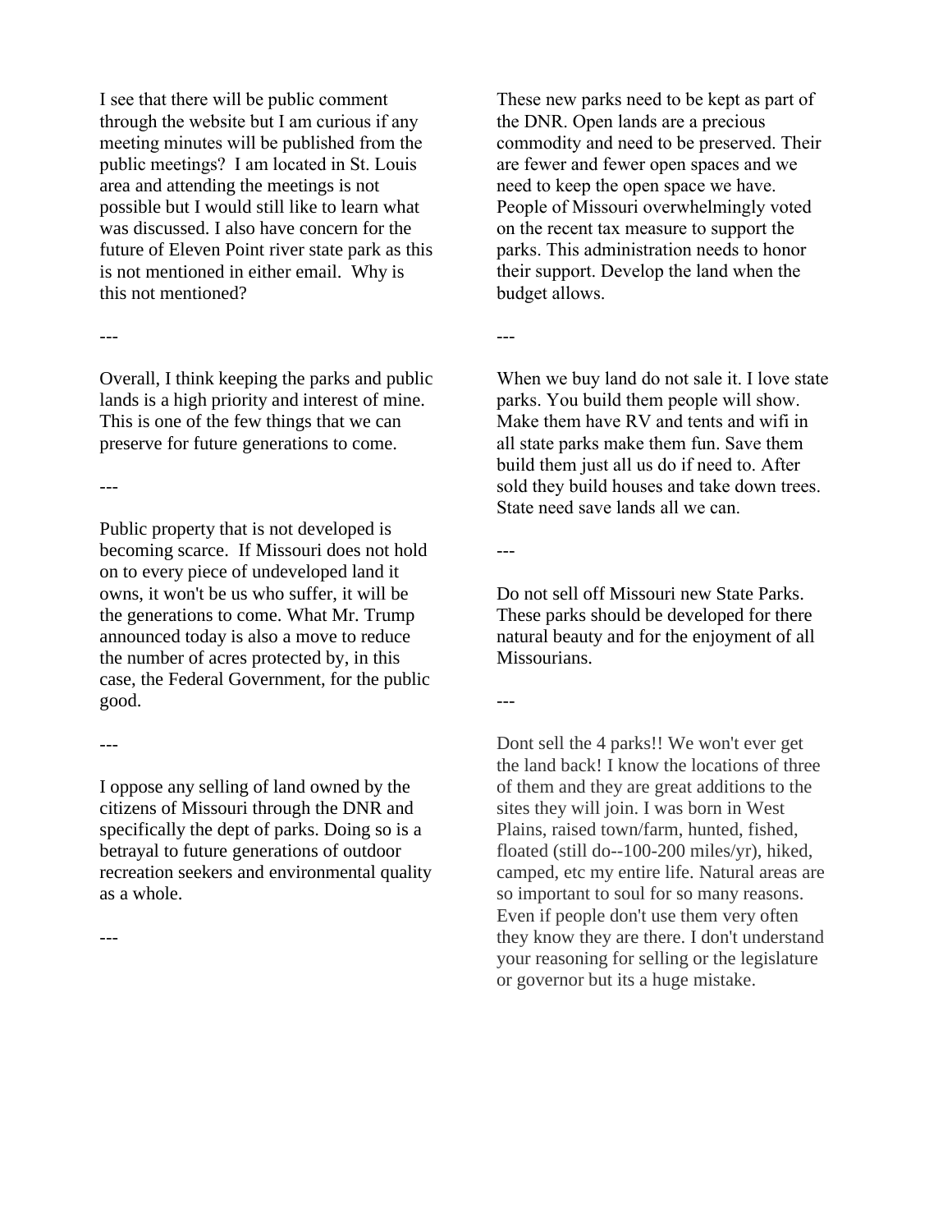I see that there will be public comment through the website but I am curious if any meeting minutes will be published from the public meetings? I am located in St. Louis area and attending the meetings is not possible but I would still like to learn what was discussed. I also have concern for the future of Eleven Point river state park as this is not mentioned in either email. Why is this not mentioned?

---

Overall, I think keeping the parks and public lands is a high priority and interest of mine. This is one of the few things that we can preserve for future generations to come.

---

Public property that is not developed is becoming scarce. If Missouri does not hold on to every piece of undeveloped land it owns, it won't be us who suffer, it will be the generations to come. What Mr. Trump announced today is also a move to reduce the number of acres protected by, in this case, the Federal Government, for the public good.

---

I oppose any selling of land owned by the citizens of Missouri through the DNR and specifically the dept of parks. Doing so is a betrayal to future generations of outdoor recreation seekers and environmental quality as a whole.

---

These new parks need to be kept as part of the DNR. Open lands are a precious commodity and need to be preserved. Their are fewer and fewer open spaces and we need to keep the open space we have. People of Missouri overwhelmingly voted on the recent tax measure to support the parks. This administration needs to honor their support. Develop the land when the budget allows.

---

When we buy land do not sale it. I love state parks. You build them people will show. Make them have RV and tents and wifi in all state parks make them fun. Save them build them just all us do if need to. After sold they build houses and take down trees. State need save lands all we can.

---

Do not sell off Missouri new State Parks. These parks should be developed for there natural beauty and for the enjoyment of all Missourians.

---

Dont sell the 4 parks!! We won't ever get the land back! I know the locations of three of them and they are great additions to the sites they will join. I was born in West Plains, raised town/farm, hunted, fished, floated (still do--100-200 miles/yr), hiked, camped, etc my entire life. Natural areas are so important to soul for so many reasons. Even if people don't use them very often they know they are there. I don't understand your reasoning for selling or the legislature or governor but its a huge mistake.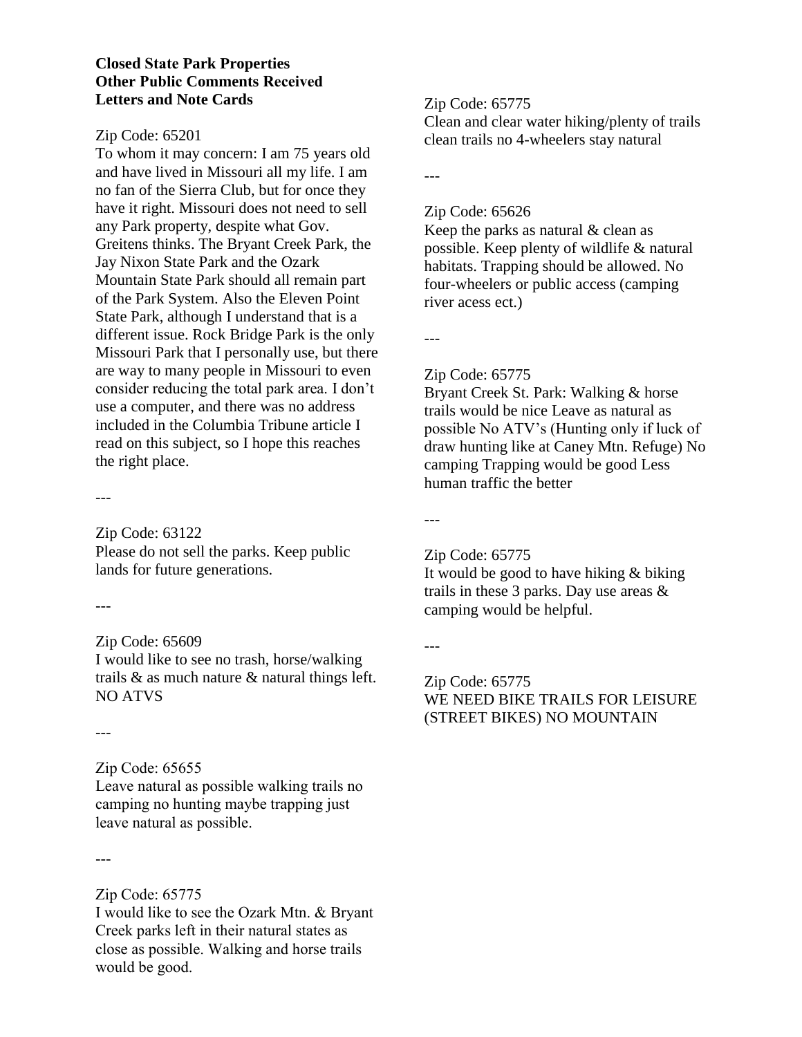**Closed State Park Properties**
**Other Public Comments Received**
**Letters and Note Cards**

Zip Code: 65201
To whom it may concern: I am 75 years old and have lived in Missouri all my life. I am no fan of the Sierra Club, but for once they have it right. Missouri does not need to sell any Park property, despite what Gov. Greitens thinks. The Bryant Creek Park, the Jay Nixon State Park and the Ozark Mountain State Park should all remain part of the Park System. Also the Eleven Point State Park, although I understand that is a different issue. Rock Bridge Park is the only Missouri Park that I personally use, but there are way to many people in Missouri to even consider reducing the total park area. I don't use a computer, and there was no address included in the Columbia Tribune article I read on this subject, so I hope this reaches the right place.

---

Zip Code: 63122
Please do not sell the parks. Keep public lands for future generations.

---

Zip Code: 65609
I would like to see no trash, horse/walking trails & as much nature & natural things left. NO ATVS

---

Zip Code: 65655
Leave natural as possible walking trails no camping no hunting maybe trapping just leave natural as possible.

---

Zip Code: 65775
I would like to see the Ozark Mtn. & Bryant Creek parks left in their natural states as close as possible. Walking and horse trails would be good.

---

Zip Code: 65775
Clean and clear water hiking/plenty of trails clean trails no 4-wheelers stay natural

---

Zip Code: 65626
Keep the parks as natural & clean as possible. Keep plenty of wildlife & natural habitats. Trapping should be allowed. No four-wheelers or public access (camping river acess ect.)

---

Zip Code: 65775
Bryant Creek St. Park: Walking & horse trails would be nice Leave as natural as possible No ATV's (Hunting only if luck of draw hunting like at Caney Mtn. Refuge) No camping Trapping would be good Less human traffic the better

---

Zip Code: 65775
It would be good to have hiking & biking trails in these 3 parks. Day use areas & camping would be helpful.

---

Zip Code: 65775
WE NEED BIKE TRAILS FOR LEISURE (STREET BIKES) NO MOUNTAIN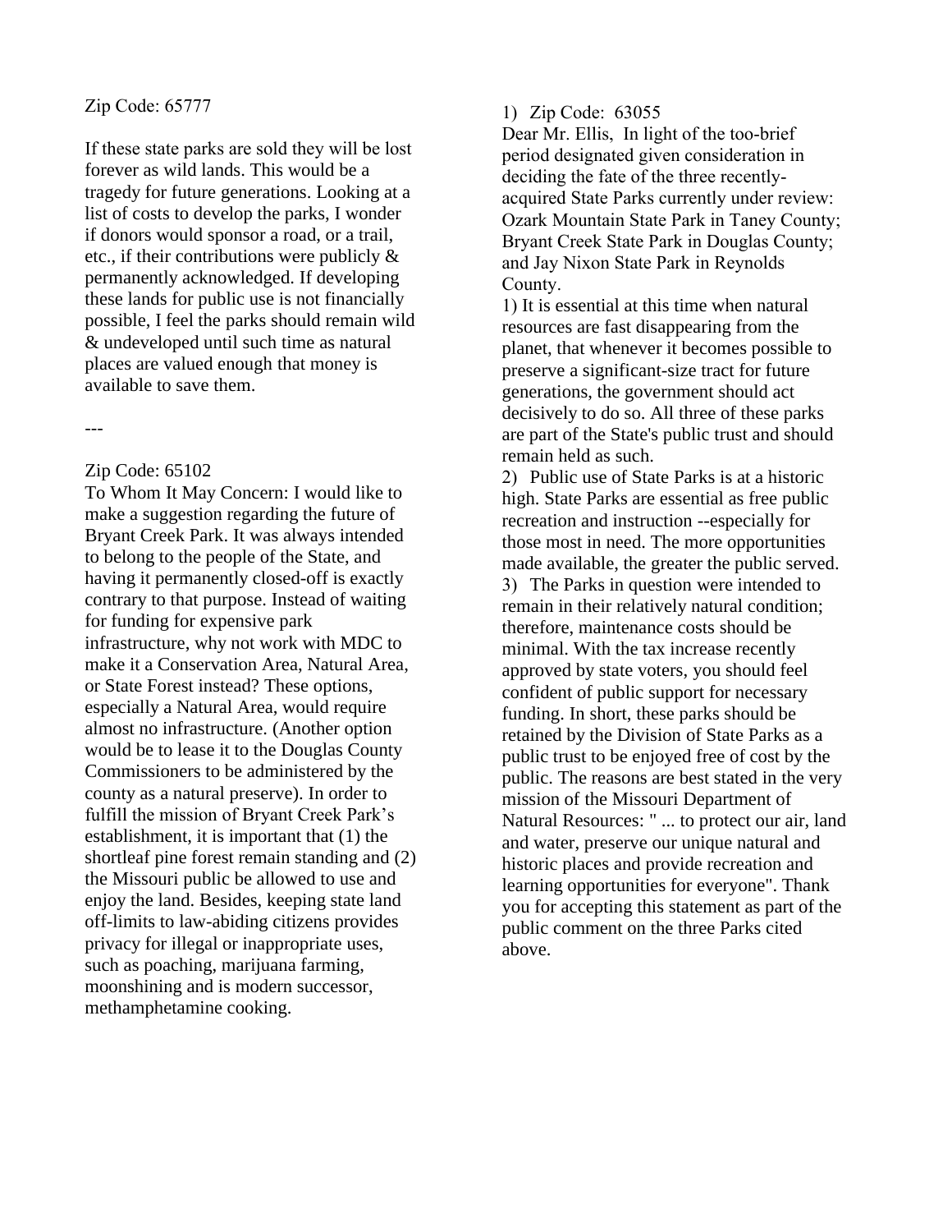Zip Code: 65777

If these state parks are sold they will be lost forever as wild lands. This would be a tragedy for future generations. Looking at a list of costs to develop the parks, I wonder if donors would sponsor a road, or a trail, etc., if their contributions were publicly & permanently acknowledged. If developing these lands for public use is not financially possible, I feel the parks should remain wild & undeveloped until such time as natural places are valued enough that money is available to save them.

---

Zip Code: 65102

To Whom It May Concern: I would like to make a suggestion regarding the future of Bryant Creek Park. It was always intended to belong to the people of the State, and having it permanently closed-off is exactly contrary to that purpose. Instead of waiting for funding for expensive park infrastructure, why not work with MDC to make it a Conservation Area, Natural Area, or State Forest instead? These options, especially a Natural Area, would require almost no infrastructure. (Another option would be to lease it to the Douglas County Commissioners to be administered by the county as a natural preserve). In order to fulfill the mission of Bryant Creek Park's establishment, it is important that (1) the shortleaf pine forest remain standing and (2) the Missouri public be allowed to use and enjoy the land. Besides, keeping state land off-limits to law-abiding citizens provides privacy for illegal or inappropriate uses, such as poaching, marijuana farming, moonshining and is modern successor, methamphetamine cooking.

1) Zip Code: 63055

Dear Mr. Ellis, In light of the too-brief period designated given consideration in deciding the fate of the three recently-acquired State Parks currently under review: Ozark Mountain State Park in Taney County; Bryant Creek State Park in Douglas County; and Jay Nixon State Park in Reynolds County.

1) It is essential at this time when natural resources are fast disappearing from the planet, that whenever it becomes possible to preserve a significant-size tract for future generations, the government should act decisively to do so. All three of these parks are part of the State's public trust and should remain held as such.

2) Public use of State Parks is at a historic high. State Parks are essential as free public recreation and instruction --especially for those most in need. The more opportunities made available, the greater the public served.

3) The Parks in question were intended to remain in their relatively natural condition; therefore, maintenance costs should be minimal. With the tax increase recently approved by state voters, you should feel confident of public support for necessary funding. In short, these parks should be retained by the Division of State Parks as a public trust to be enjoyed free of cost by the public. The reasons are best stated in the very mission of the Missouri Department of Natural Resources: " ... to protect our air, land and water, preserve our unique natural and historic places and provide recreation and learning opportunities for everyone". Thank you for accepting this statement as part of the public comment on the three Parks cited above.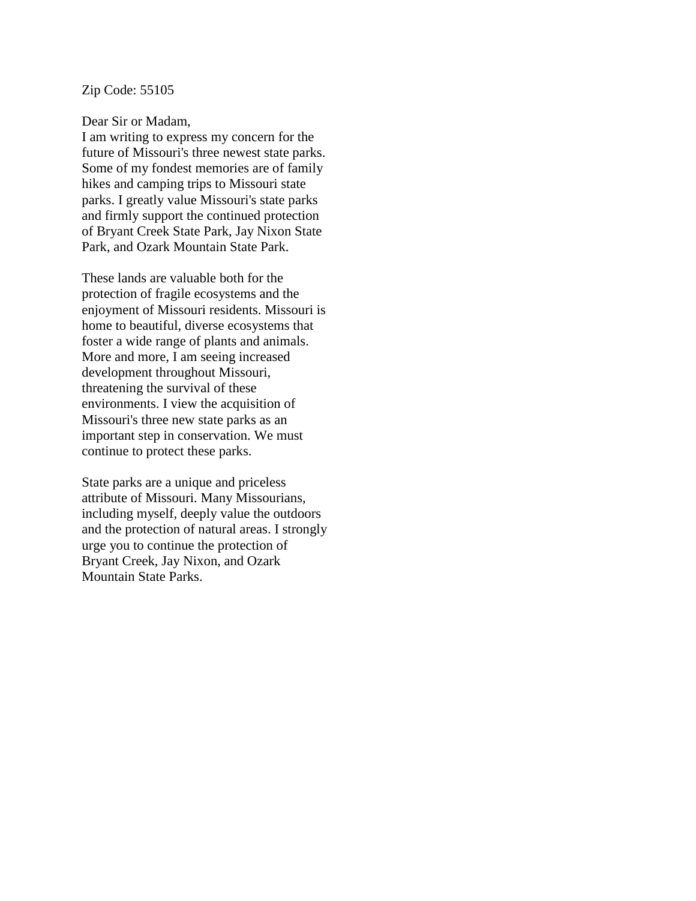Zip Code: 55105

Dear Sir or Madam,
I am writing to express my concern for the future of Missouri's three newest state parks. Some of my fondest memories are of family hikes and camping trips to Missouri state parks. I greatly value Missouri's state parks and firmly support the continued protection of Bryant Creek State Park, Jay Nixon State Park, and Ozark Mountain State Park.

These lands are valuable both for the protection of fragile ecosystems and the enjoyment of Missouri residents. Missouri is home to beautiful, diverse ecosystems that foster a wide range of plants and animals. More and more, I am seeing increased development throughout Missouri, threatening the survival of these environments. I view the acquisition of Missouri's three new state parks as an important step in conservation. We must continue to protect these parks.

State parks are a unique and priceless attribute of Missouri. Many Missourians, including myself, deeply value the outdoors and the protection of natural areas. I strongly urge you to continue the protection of Bryant Creek, Jay Nixon, and Ozark Mountain State Parks.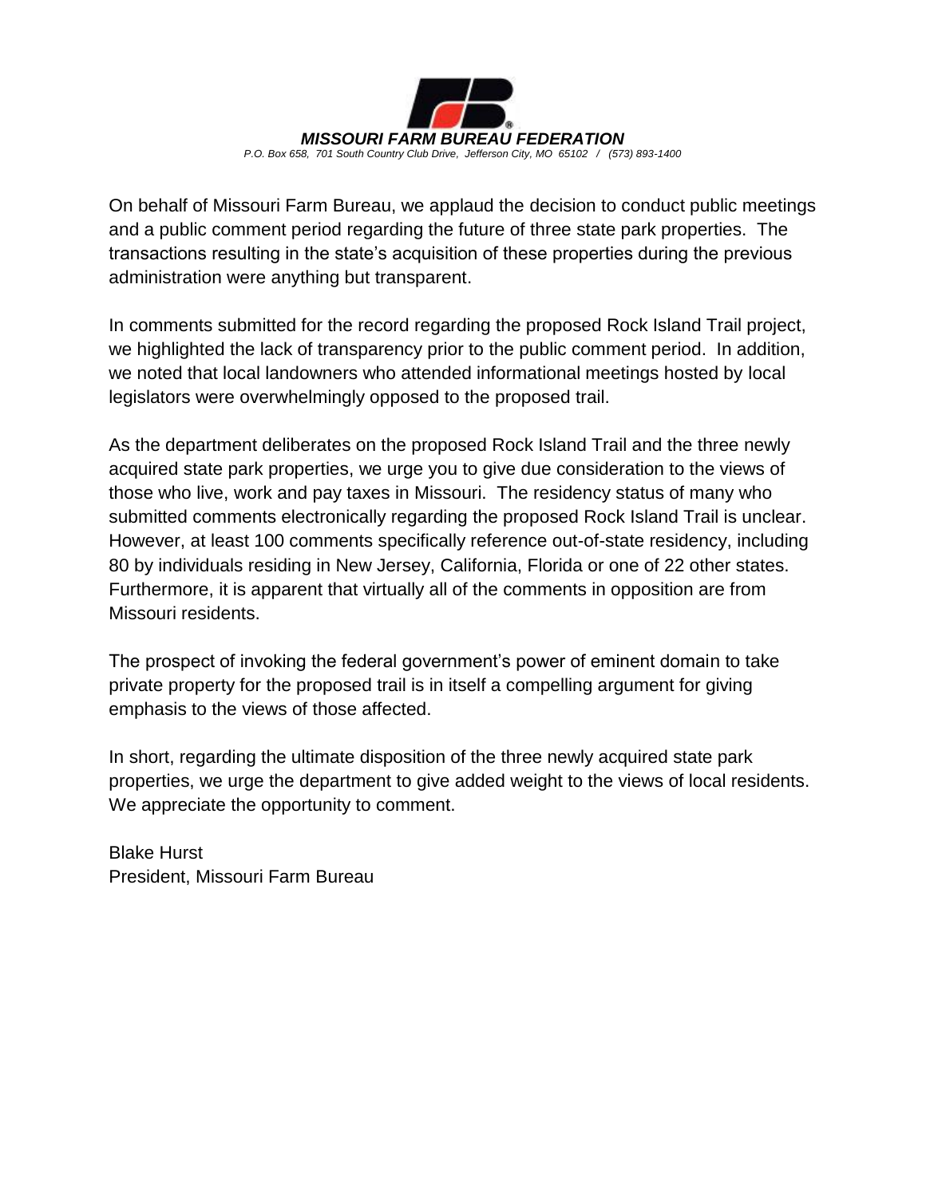**MISSOURI FARM BUREAU FEDERATION**

*P.O. Box 658, 701 South Country Club Drive, Jefferson City, MO 65102 / (573) 893-1400*

On behalf of Missouri Farm Bureau, we applaud the decision to conduct public meetings and a public comment period regarding the future of three state park properties. The transactions resulting in the state's acquisition of these properties during the previous administration were anything but transparent.

In comments submitted for the record regarding the proposed Rock Island Trail project, we highlighted the lack of transparency prior to the public comment period. In addition, we noted that local landowners who attended informational meetings hosted by local legislators were overwhelmingly opposed to the proposed trail.

As the department deliberates on the proposed Rock Island Trail and the three newly acquired state park properties, we urge you to give due consideration to the views of those who live, work and pay taxes in Missouri. The residency status of many who submitted comments electronically regarding the proposed Rock Island Trail is unclear. However, at least 100 comments specifically reference out-of-state residency, including 80 by individuals residing in New Jersey, California, Florida or one of 22 other states. Furthermore, it is apparent that virtually all of the comments in opposition are from Missouri residents.

The prospect of invoking the federal government's power of eminent domain to take private property for the proposed trail is in itself a compelling argument for giving emphasis to the views of those affected.

In short, regarding the ultimate disposition of the three newly acquired state park properties, we urge the department to give added weight to the views of local residents. We appreciate the opportunity to comment.

Blake Hurst
President, Missouri Farm Bureau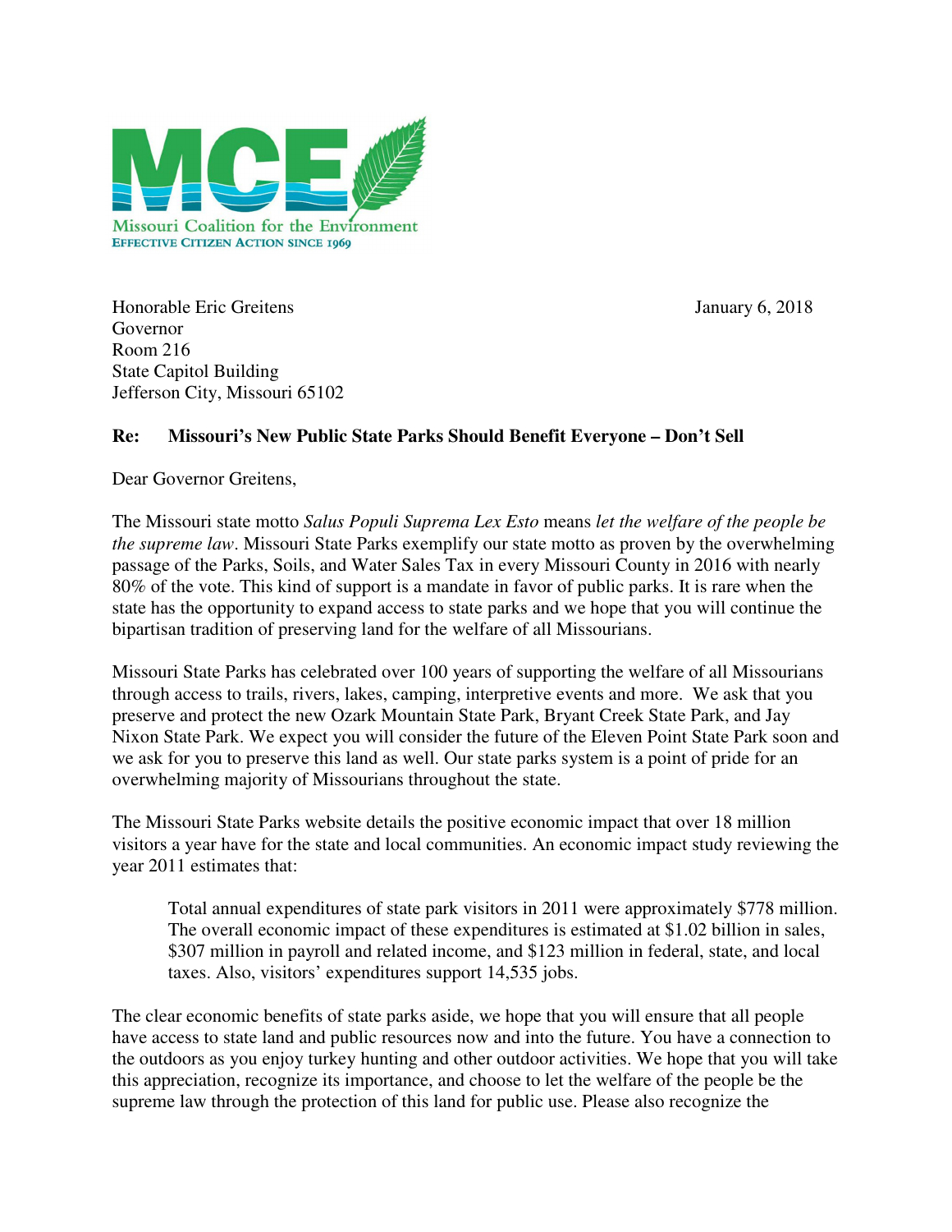Missouri Coalition for the Environment
EFFECTIVE CITIZEN ACTION SINCE 1969

Honorable Eric Greitens
Governor
Room 216
State Capitol Building
Jefferson City, Missouri 65102

January 6, 2018

**Re: Missouri's New Public State Parks Should Benefit Everyone – Don't Sell**

Dear Governor Greitens,

The Missouri state motto *Salus Populi Suprema Lex Esto* means *let the welfare of the people be the supreme law*. Missouri State Parks exemplify our state motto as proven by the overwhelming passage of the Parks, Soils, and Water Sales Tax in every Missouri County in 2016 with nearly 80% of the vote. This kind of support is a mandate in favor of public parks. It is rare when the state has the opportunity to expand access to state parks and we hope that you will continue the bipartisan tradition of preserving land for the welfare of all Missourians.

Missouri State Parks has celebrated over 100 years of supporting the welfare of all Missourians through access to trails, rivers, lakes, camping, interpretive events and more. We ask that you preserve and protect the new Ozark Mountain State Park, Bryant Creek State Park, and Jay Nixon State Park. We expect you will consider the future of the Eleven Point State Park soon and we ask for you to preserve this land as well. Our state parks system is a point of pride for an overwhelming majority of Missourians throughout the state.

The Missouri State Parks website details the positive economic impact that over 18 million visitors a year have for the state and local communities. An economic impact study reviewing the year 2011 estimates that:

> Total annual expenditures of state park visitors in 2011 were approximately $778 million. The overall economic impact of these expenditures is estimated at $1.02 billion in sales, $307 million in payroll and related income, and $123 million in federal, state, and local taxes. Also, visitors' expenditures support 14,535 jobs.

The clear economic benefits of state parks aside, we hope that you will ensure that all people have access to state land and public resources now and into the future. You have a connection to the outdoors as you enjoy turkey hunting and other outdoor activities. We hope that you will take this appreciation, recognize its importance, and choose to let the welfare of the people be the supreme law through the protection of this land for public use. Please also recognize the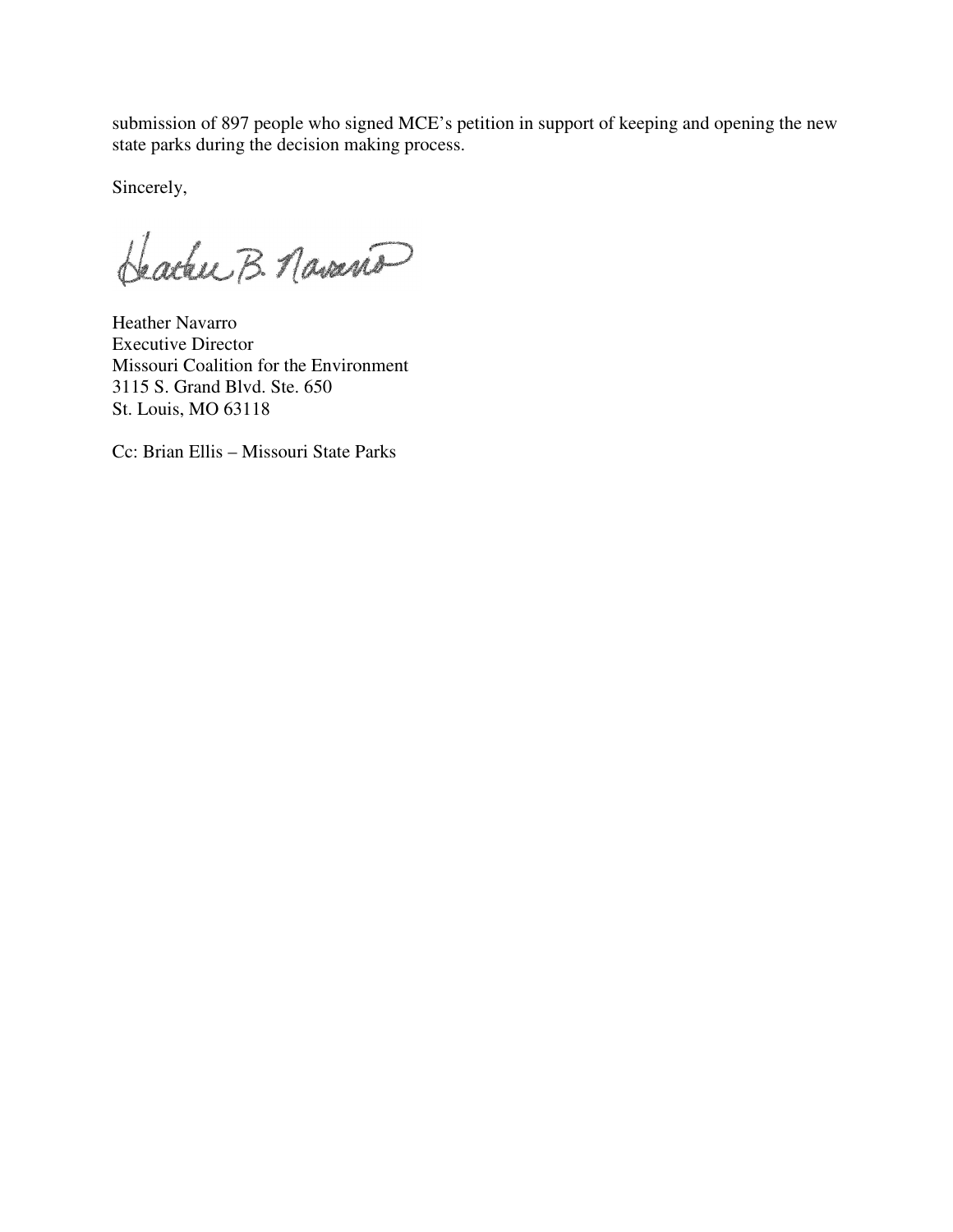submission of 897 people who signed MCE's petition in support of keeping and opening the new state parks during the decision making process.

Sincerely,

Heather Navarro
Executive Director
Missouri Coalition for the Environment
3115 S. Grand Blvd. Ste. 650
St. Louis, MO 63118

Cc: Brian Ellis – Missouri State Parks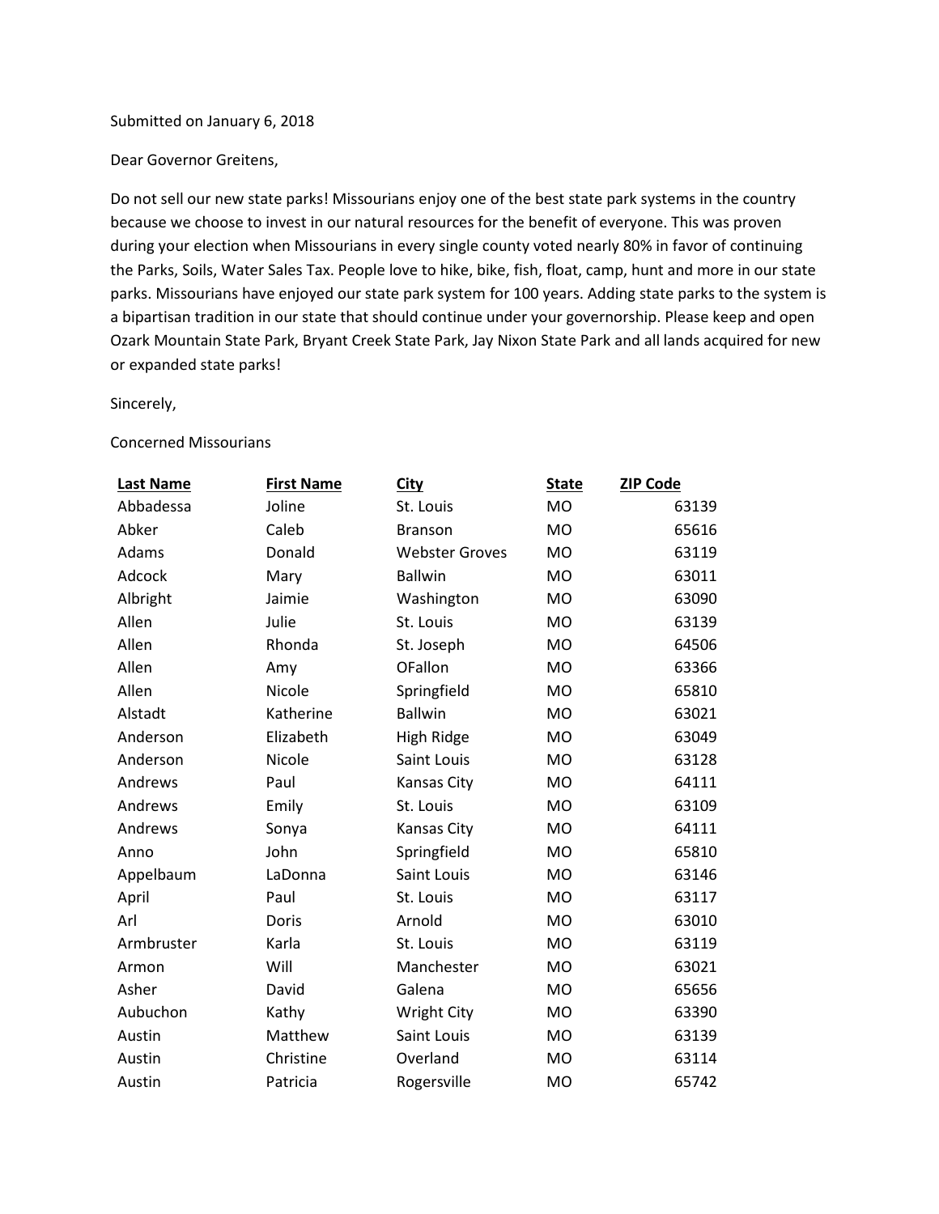Submitted on January 6, 2018

Dear Governor Greitens,

Do not sell our new state parks! Missourians enjoy one of the best state park systems in the country because we choose to invest in our natural resources for the benefit of everyone. This was proven during your election when Missourians in every single county voted nearly 80% in favor of continuing the Parks, Soils, Water Sales Tax. People love to hike, bike, fish, float, camp, hunt and more in our state parks. Missourians have enjoyed our state park system for 100 years. Adding state parks to the system is a bipartisan tradition in our state that should continue under your governorship. Please keep and open Ozark Mountain State Park, Bryant Creek State Park, Jay Nixon State Park and all lands acquired for new or expanded state parks!

Sincerely,

Concerned Missourians

| Last Name | First Name | City | State | ZIP Code |
|---|---|---|---|---|
| Abbadessa | Joline | St. Louis | MO | 63139 |
| Abker | Caleb | Branson | MO | 65616 |
| Adams | Donald | Webster Groves | MO | 63119 |
| Adcock | Mary | Ballwin | MO | 63011 |
| Albright | Jaimie | Washington | MO | 63090 |
| Allen | Julie | St. Louis | MO | 63139 |
| Allen | Rhonda | St. Joseph | MO | 64506 |
| Allen | Amy | OFallon | MO | 63366 |
| Allen | Nicole | Springfield | MO | 65810 |
| Alstadt | Katherine | Ballwin | MO | 63021 |
| Anderson | Elizabeth | High Ridge | MO | 63049 |
| Anderson | Nicole | Saint Louis | MO | 63128 |
| Andrews | Paul | Kansas City | MO | 64111 |
| Andrews | Emily | St. Louis | MO | 63109 |
| Andrews | Sonya | Kansas City | MO | 64111 |
| Anno | John | Springfield | MO | 65810 |
| Appelbaum | LaDonna | Saint Louis | MO | 63146 |
| April | Paul | St. Louis | MO | 63117 |
| Arl | Doris | Arnold | MO | 63010 |
| Armbruster | Karla | St. Louis | MO | 63119 |
| Armon | Will | Manchester | MO | 63021 |
| Asher | David | Galena | MO | 65656 |
| Aubuchon | Kathy | Wright City | MO | 63390 |
| Austin | Matthew | Saint Louis | MO | 63139 |
| Austin | Christine | Overland | MO | 63114 |
| Austin | Patricia | Rogersville | MO | 65742 |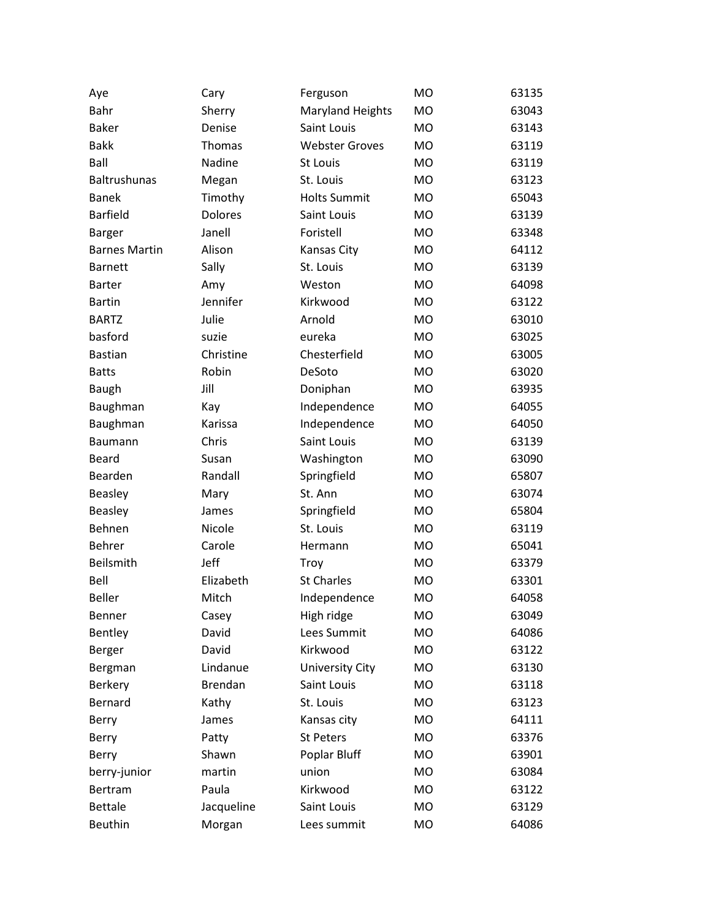| | | | | |
|---|---|---|---|---|
| Aye | Cary | Ferguson | MO | 63135 |
| Bahr | Sherry | Maryland Heights | MO | 63043 |
| Baker | Denise | Saint Louis | MO | 63143 |
| Bakk | Thomas | Webster Groves | MO | 63119 |
| Ball | Nadine | St Louis | MO | 63119 |
| Baltrushunas | Megan | St. Louis | MO | 63123 |
| Banek | Timothy | Holts Summit | MO | 65043 |
| Barfield | Dolores | Saint Louis | MO | 63139 |
| Barger | Janell | Foristell | MO | 63348 |
| Barnes Martin | Alison | Kansas City | MO | 64112 |
| Barnett | Sally | St. Louis | MO | 63139 |
| Barter | Amy | Weston | MO | 64098 |
| Bartin | Jennifer | Kirkwood | MO | 63122 |
| BARTZ | Julie | Arnold | MO | 63010 |
| basford | suzie | eureka | MO | 63025 |
| Bastian | Christine | Chesterfield | MO | 63005 |
| Batts | Robin | DeSoto | MO | 63020 |
| Baugh | Jill | Doniphan | MO | 63935 |
| Baughman | Kay | Independence | MO | 64055 |
| Baughman | Karissa | Independence | MO | 64050 |
| Baumann | Chris | Saint Louis | MO | 63139 |
| Beard | Susan | Washington | MO | 63090 |
| Bearden | Randall | Springfield | MO | 65807 |
| Beasley | Mary | St. Ann | MO | 63074 |
| Beasley | James | Springfield | MO | 65804 |
| Behnen | Nicole | St. Louis | MO | 63119 |
| Behrer | Carole | Hermann | MO | 65041 |
| Beilsmith | Jeff | Troy | MO | 63379 |
| Bell | Elizabeth | St Charles | MO | 63301 |
| Beller | Mitch | Independence | MO | 64058 |
| Benner | Casey | High ridge | MO | 63049 |
| Bentley | David | Lees Summit | MO | 64086 |
| Berger | David | Kirkwood | MO | 63122 |
| Bergman | Lindanue | University City | MO | 63130 |
| Berkery | Brendan | Saint Louis | MO | 63118 |
| Bernard | Kathy | St. Louis | MO | 63123 |
| Berry | James | Kansas city | MO | 64111 |
| Berry | Patty | St Peters | MO | 63376 |
| Berry | Shawn | Poplar Bluff | MO | 63901 |
| berry-junior | martin | union | MO | 63084 |
| Bertram | Paula | Kirkwood | MO | 63122 |
| Bettale | Jacqueline | Saint Louis | MO | 63129 |
| Beuthin | Morgan | Lees summit | MO | 64086 |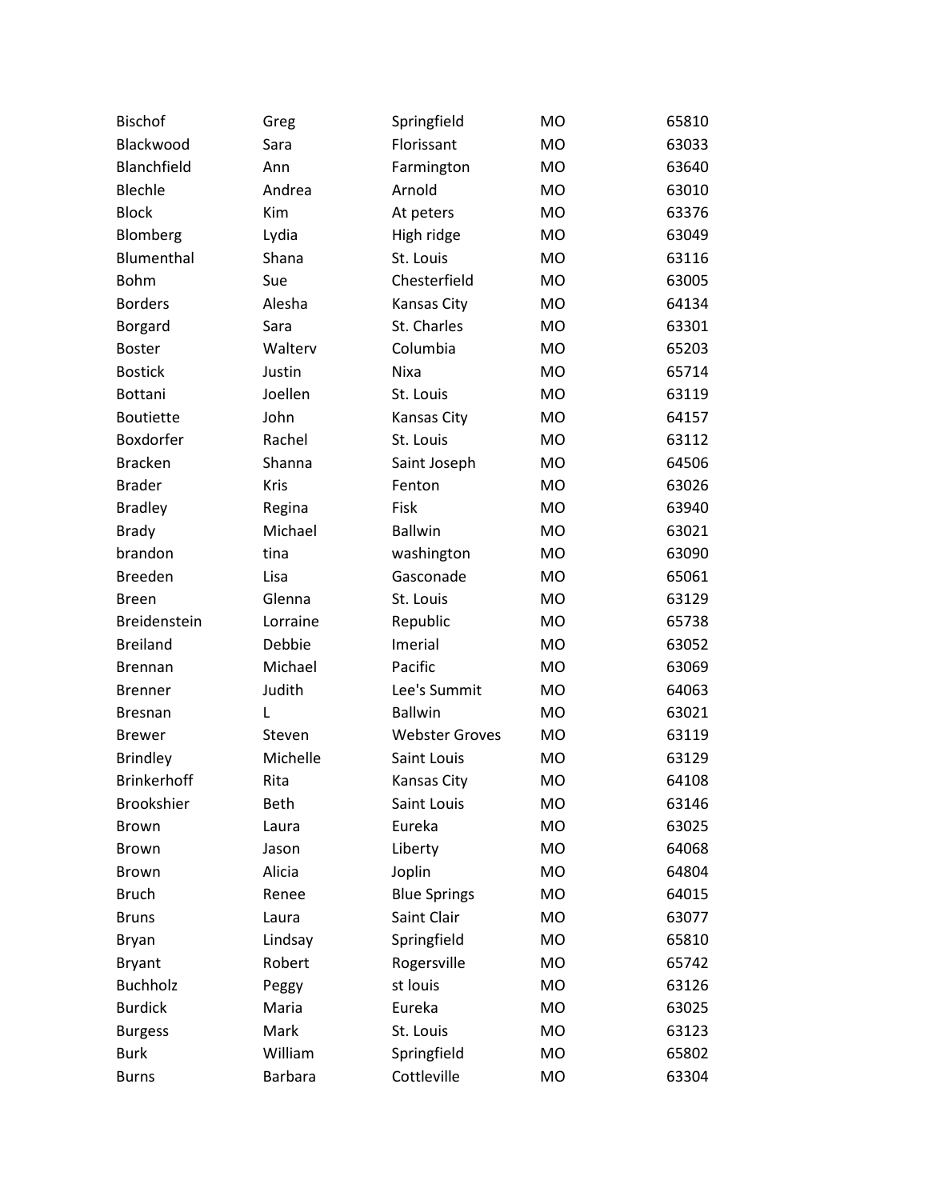| | | | | |
|---|---|---|---|---|
| Bischof | Greg | Springfield | MO | 65810 |
| Blackwood | Sara | Florissant | MO | 63033 |
| Blanchfield | Ann | Farmington | MO | 63640 |
| Blechle | Andrea | Arnold | MO | 63010 |
| Block | Kim | At peters | MO | 63376 |
| Blomberg | Lydia | High ridge | MO | 63049 |
| Blumenthal | Shana | St. Louis | MO | 63116 |
| Bohm | Sue | Chesterfield | MO | 63005 |
| Borders | Alesha | Kansas City | MO | 64134 |
| Borgard | Sara | St. Charles | MO | 63301 |
| Boster | Walterv | Columbia | MO | 65203 |
| Bostick | Justin | Nixa | MO | 65714 |
| Bottani | Joellen | St. Louis | MO | 63119 |
| Boutiette | John | Kansas City | MO | 64157 |
| Boxdorfer | Rachel | St. Louis | MO | 63112 |
| Bracken | Shanna | Saint Joseph | MO | 64506 |
| Brader | Kris | Fenton | MO | 63026 |
| Bradley | Regina | Fisk | MO | 63940 |
| Brady | Michael | Ballwin | MO | 63021 |
| brandon | tina | washington | MO | 63090 |
| Breeden | Lisa | Gasconade | MO | 65061 |
| Breen | Glenna | St. Louis | MO | 63129 |
| Breidenstein | Lorraine | Republic | MO | 65738 |
| Breiland | Debbie | Imerial | MO | 63052 |
| Brennan | Michael | Pacific | MO | 63069 |
| Brenner | Judith | Lee's Summit | MO | 64063 |
| Bresnan | L | Ballwin | MO | 63021 |
| Brewer | Steven | Webster Groves | MO | 63119 |
| Brindley | Michelle | Saint Louis | MO | 63129 |
| Brinkerhoff | Rita | Kansas City | MO | 64108 |
| Brookshier | Beth | Saint Louis | MO | 63146 |
| Brown | Laura | Eureka | MO | 63025 |
| Brown | Jason | Liberty | MO | 64068 |
| Brown | Alicia | Joplin | MO | 64804 |
| Bruch | Renee | Blue Springs | MO | 64015 |
| Bruns | Laura | Saint Clair | MO | 63077 |
| Bryan | Lindsay | Springfield | MO | 65810 |
| Bryant | Robert | Rogersville | MO | 65742 |
| Buchholz | Peggy | st louis | MO | 63126 |
| Burdick | Maria | Eureka | MO | 63025 |
| Burgess | Mark | St. Louis | MO | 63123 |
| Burk | William | Springfield | MO | 65802 |
| Burns | Barbara | Cottleville | MO | 63304 |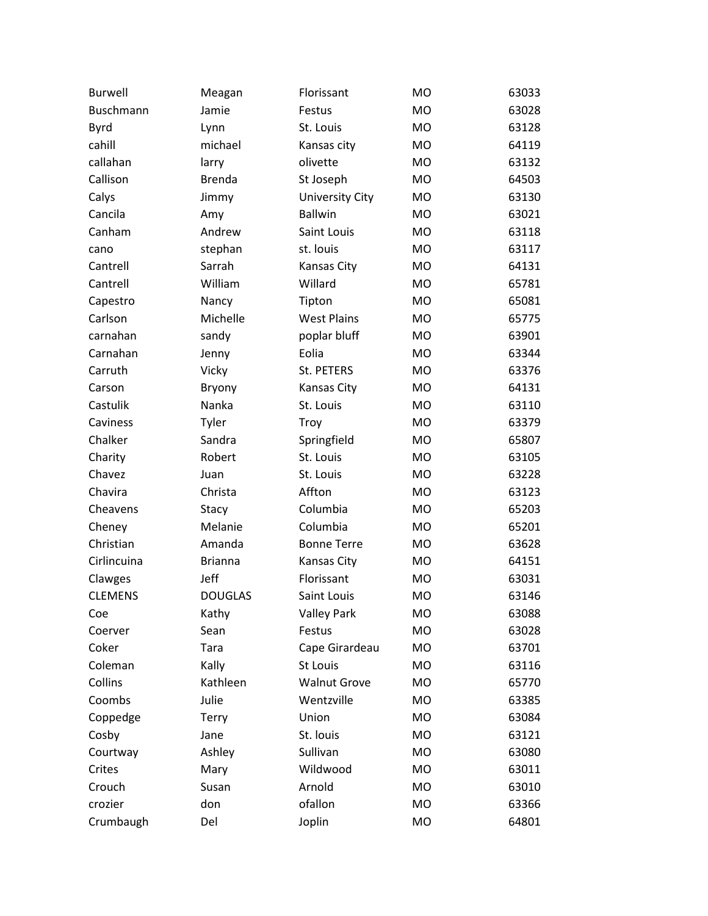| | | | | |
|---|---|---|---|---|
| Burwell | Meagan | Florissant | MO | 63033 |
| Buschmann | Jamie | Festus | MO | 63028 |
| Byrd | Lynn | St. Louis | MO | 63128 |
| cahill | michael | Kansas city | MO | 64119 |
| callahan | larry | olivette | MO | 63132 |
| Callison | Brenda | St Joseph | MO | 64503 |
| Calys | Jimmy | University City | MO | 63130 |
| Cancila | Amy | Ballwin | MO | 63021 |
| Canham | Andrew | Saint Louis | MO | 63118 |
| cano | stephan | st. louis | MO | 63117 |
| Cantrell | Sarrah | Kansas City | MO | 64131 |
| Cantrell | William | Willard | MO | 65781 |
| Capestro | Nancy | Tipton | MO | 65081 |
| Carlson | Michelle | West Plains | MO | 65775 |
| carnahan | sandy | poplar bluff | MO | 63901 |
| Carnahan | Jenny | Eolia | MO | 63344 |
| Carruth | Vicky | St. PETERS | MO | 63376 |
| Carson | Bryony | Kansas City | MO | 64131 |
| Castulik | Nanka | St. Louis | MO | 63110 |
| Caviness | Tyler | Troy | MO | 63379 |
| Chalker | Sandra | Springfield | MO | 65807 |
| Charity | Robert | St. Louis | MO | 63105 |
| Chavez | Juan | St. Louis | MO | 63228 |
| Chavira | Christa | Affton | MO | 63123 |
| Cheavens | Stacy | Columbia | MO | 65203 |
| Cheney | Melanie | Columbia | MO | 65201 |
| Christian | Amanda | Bonne Terre | MO | 63628 |
| Cirlincuina | Brianna | Kansas City | MO | 64151 |
| Clawges | Jeff | Florissant | MO | 63031 |
| CLEMENS | DOUGLAS | Saint Louis | MO | 63146 |
| Coe | Kathy | Valley Park | MO | 63088 |
| Coerver | Sean | Festus | MO | 63028 |
| Coker | Tara | Cape Girardeau | MO | 63701 |
| Coleman | Kally | St Louis | MO | 63116 |
| Collins | Kathleen | Walnut Grove | MO | 65770 |
| Coombs | Julie | Wentzville | MO | 63385 |
| Coppedge | Terry | Union | MO | 63084 |
| Cosby | Jane | St. louis | MO | 63121 |
| Courtway | Ashley | Sullivan | MO | 63080 |
| Crites | Mary | Wildwood | MO | 63011 |
| Crouch | Susan | Arnold | MO | 63010 |
| crozier | don | ofallon | MO | 63366 |
| Crumbaugh | Del | Joplin | MO | 64801 |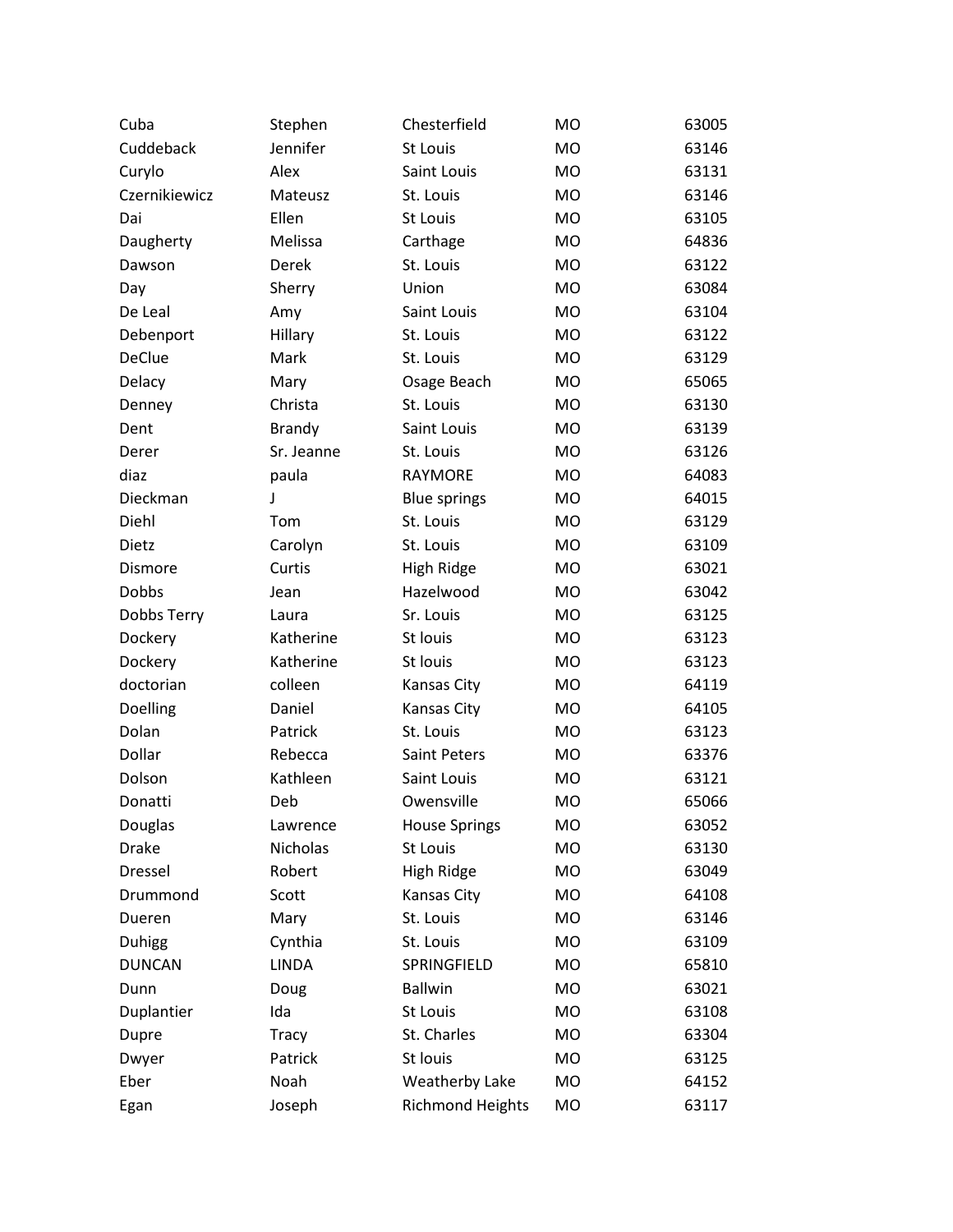| | | | | |
|---|---|---|---|---|
| Cuba | Stephen | Chesterfield | MO | 63005 |
| Cuddeback | Jennifer | St Louis | MO | 63146 |
| Curylo | Alex | Saint Louis | MO | 63131 |
| Czernikiewicz | Mateusz | St. Louis | MO | 63146 |
| Dai | Ellen | St Louis | MO | 63105 |
| Daugherty | Melissa | Carthage | MO | 64836 |
| Dawson | Derek | St. Louis | MO | 63122 |
| Day | Sherry | Union | MO | 63084 |
| De Leal | Amy | Saint Louis | MO | 63104 |
| Debenport | Hillary | St. Louis | MO | 63122 |
| DeClue | Mark | St. Louis | MO | 63129 |
| Delacy | Mary | Osage Beach | MO | 65065 |
| Denney | Christa | St. Louis | MO | 63130 |
| Dent | Brandy | Saint Louis | MO | 63139 |
| Derer | Sr. Jeanne | St. Louis | MO | 63126 |
| diaz | paula | RAYMORE | MO | 64083 |
| Dieckman | J | Blue springs | MO | 64015 |
| Diehl | Tom | St. Louis | MO | 63129 |
| Dietz | Carolyn | St. Louis | MO | 63109 |
| Dismore | Curtis | High Ridge | MO | 63021 |
| Dobbs | Jean | Hazelwood | MO | 63042 |
| Dobbs Terry | Laura | Sr. Louis | MO | 63125 |
| Dockery | Katherine | St louis | MO | 63123 |
| Dockery | Katherine | St louis | MO | 63123 |
| doctorian | colleen | Kansas City | MO | 64119 |
| Doelling | Daniel | Kansas City | MO | 64105 |
| Dolan | Patrick | St. Louis | MO | 63123 |
| Dollar | Rebecca | Saint Peters | MO | 63376 |
| Dolson | Kathleen | Saint Louis | MO | 63121 |
| Donatti | Deb | Owensville | MO | 65066 |
| Douglas | Lawrence | House Springs | MO | 63052 |
| Drake | Nicholas | St Louis | MO | 63130 |
| Dressel | Robert | High Ridge | MO | 63049 |
| Drummond | Scott | Kansas City | MO | 64108 |
| Dueren | Mary | St. Louis | MO | 63146 |
| Duhigg | Cynthia | St. Louis | MO | 63109 |
| DUNCAN | LINDA | SPRINGFIELD | MO | 65810 |
| Dunn | Doug | Ballwin | MO | 63021 |
| Duplantier | Ida | St Louis | MO | 63108 |
| Dupre | Tracy | St. Charles | MO | 63304 |
| Dwyer | Patrick | St louis | MO | 63125 |
| Eber | Noah | Weatherby Lake | MO | 64152 |
| Egan | Joseph | Richmond Heights | MO | 63117 |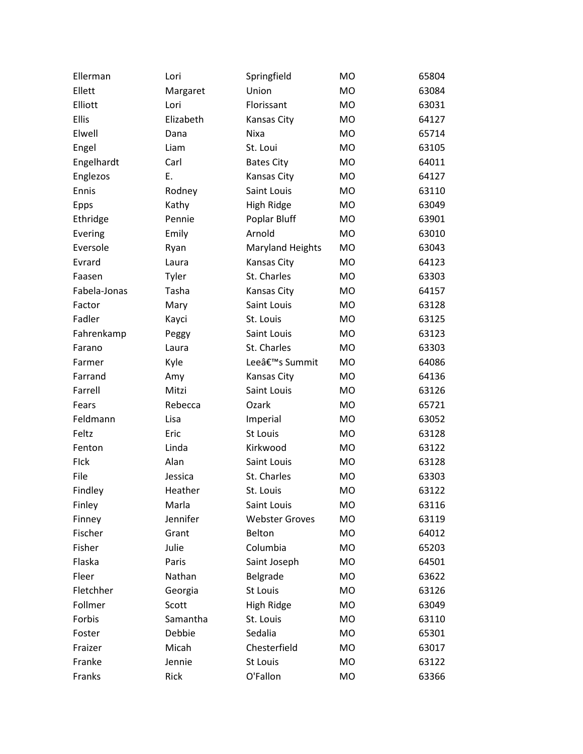| Ellerman | Lori | Springfield | MO | 65804 |
|---|---|---|---|---|
| Ellett | Margaret | Union | MO | 63084 |
| Elliott | Lori | Florissant | MO | 63031 |
| Ellis | Elizabeth | Kansas City | MO | 64127 |
| Elwell | Dana | Nixa | MO | 65714 |
| Engel | Liam | St. Loui | MO | 63105 |
| Engelhardt | Carl | Bates City | MO | 64011 |
| Englezos | E. | Kansas City | MO | 64127 |
| Ennis | Rodney | Saint Louis | MO | 63110 |
| Epps | Kathy | High Ridge | MO | 63049 |
| Ethridge | Pennie | Poplar Bluff | MO | 63901 |
| Evering | Emily | Arnold | MO | 63010 |
| Eversole | Ryan | Maryland Heights | MO | 63043 |
| Evrard | Laura | Kansas City | MO | 64123 |
| Faasen | Tyler | St. Charles | MO | 63303 |
| Fabela-Jonas | Tasha | Kansas City | MO | 64157 |
| Factor | Mary | Saint Louis | MO | 63128 |
| Fadler | Kayci | St. Louis | MO | 63125 |
| Fahrenkamp | Peggy | Saint Louis | MO | 63123 |
| Farano | Laura | St. Charles | MO | 63303 |
| Farmer | Kyle | Leeâ€™s Summit | MO | 64086 |
| Farrand | Amy | Kansas City | MO | 64136 |
| Farrell | Mitzi | Saint Louis | MO | 63126 |
| Fears | Rebecca | Ozark | MO | 65721 |
| Feldmann | Lisa | Imperial | MO | 63052 |
| Feltz | Eric | St Louis | MO | 63128 |
| Fenton | Linda | Kirkwood | MO | 63122 |
| FIck | Alan | Saint Louis | MO | 63128 |
| File | Jessica | St. Charles | MO | 63303 |
| Findley | Heather | St. Louis | MO | 63122 |
| Finley | Marla | Saint Louis | MO | 63116 |
| Finney | Jennifer | Webster Groves | MO | 63119 |
| Fischer | Grant | Belton | MO | 64012 |
| Fisher | Julie | Columbia | MO | 65203 |
| Flaska | Paris | Saint Joseph | MO | 64501 |
| Fleer | Nathan | Belgrade | MO | 63622 |
| Fletchher | Georgia | St Louis | MO | 63126 |
| Follmer | Scott | High Ridge | MO | 63049 |
| Forbis | Samantha | St. Louis | MO | 63110 |
| Foster | Debbie | Sedalia | MO | 65301 |
| Fraizer | Micah | Chesterfield | MO | 63017 |
| Franke | Jennie | St Louis | MO | 63122 |
| Franks | Rick | O'Fallon | MO | 63366 |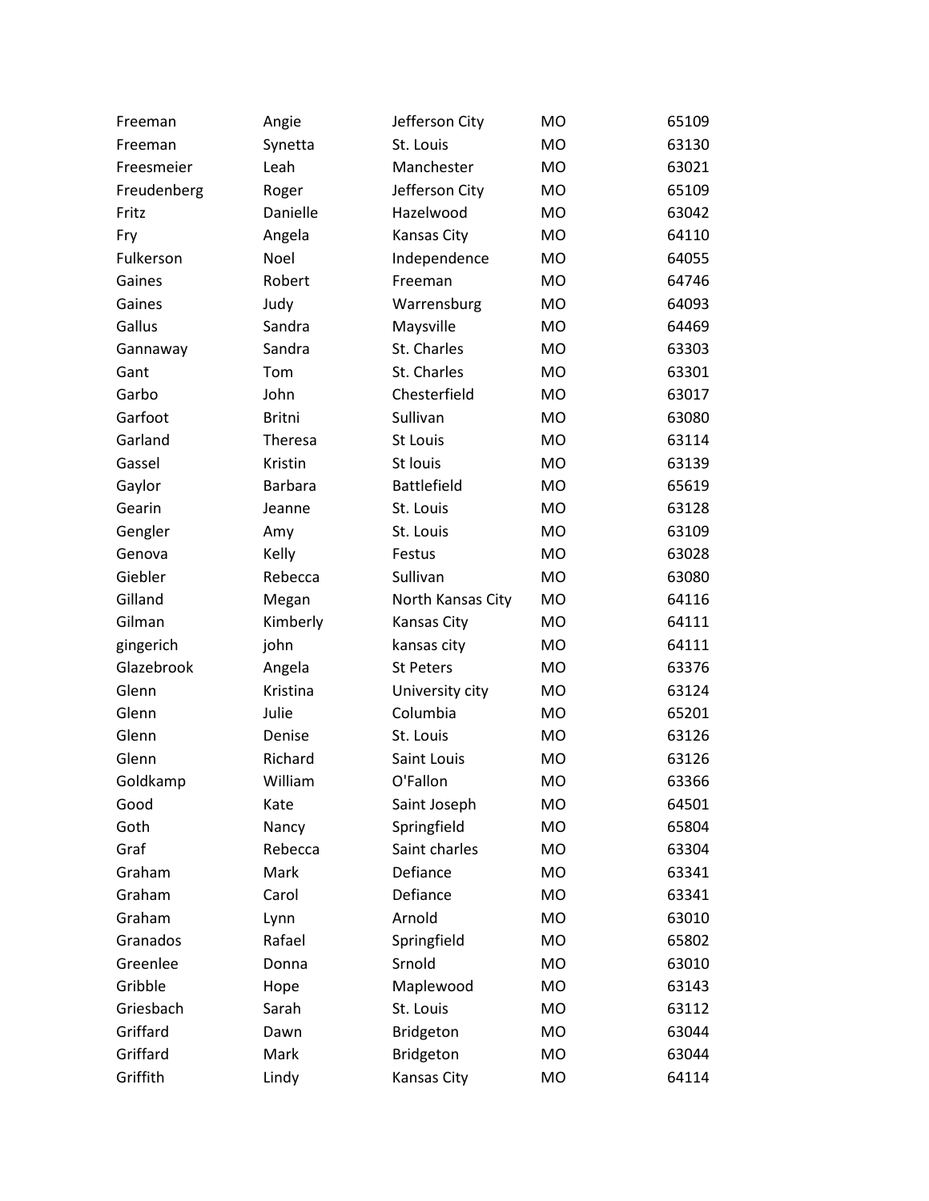| Freeman | Angie | Jefferson City | MO | 65109 |
|---|---|---|---|---|
| Freeman | Synetta | St. Louis | MO | 63130 |
| Freesmeier | Leah | Manchester | MO | 63021 |
| Freudenberg | Roger | Jefferson City | MO | 65109 |
| Fritz | Danielle | Hazelwood | MO | 63042 |
| Fry | Angela | Kansas City | MO | 64110 |
| Fulkerson | Noel | Independence | MO | 64055 |
| Gaines | Robert | Freeman | MO | 64746 |
| Gaines | Judy | Warrensburg | MO | 64093 |
| Gallus | Sandra | Maysville | MO | 64469 |
| Gannaway | Sandra | St. Charles | MO | 63303 |
| Gant | Tom | St. Charles | MO | 63301 |
| Garbo | John | Chesterfield | MO | 63017 |
| Garfoot | Britni | Sullivan | MO | 63080 |
| Garland | Theresa | St Louis | MO | 63114 |
| Gassel | Kristin | St louis | MO | 63139 |
| Gaylor | Barbara | Battlefield | MO | 65619 |
| Gearin | Jeanne | St. Louis | MO | 63128 |
| Gengler | Amy | St. Louis | MO | 63109 |
| Genova | Kelly | Festus | MO | 63028 |
| Giebler | Rebecca | Sullivan | MO | 63080 |
| Gilland | Megan | North Kansas City | MO | 64116 |
| Gilman | Kimberly | Kansas City | MO | 64111 |
| gingerich | john | kansas city | MO | 64111 |
| Glazebrook | Angela | St Peters | MO | 63376 |
| Glenn | Kristina | University city | MO | 63124 |
| Glenn | Julie | Columbia | MO | 65201 |
| Glenn | Denise | St. Louis | MO | 63126 |
| Glenn | Richard | Saint Louis | MO | 63126 |
| Goldkamp | William | O'Fallon | MO | 63366 |
| Good | Kate | Saint Joseph | MO | 64501 |
| Goth | Nancy | Springfield | MO | 65804 |
| Graf | Rebecca | Saint charles | MO | 63304 |
| Graham | Mark | Defiance | MO | 63341 |
| Graham | Carol | Defiance | MO | 63341 |
| Graham | Lynn | Arnold | MO | 63010 |
| Granados | Rafael | Springfield | MO | 65802 |
| Greenlee | Donna | Srnold | MO | 63010 |
| Gribble | Hope | Maplewood | MO | 63143 |
| Griesbach | Sarah | St. Louis | MO | 63112 |
| Griffard | Dawn | Bridgeton | MO | 63044 |
| Griffard | Mark | Bridgeton | MO | 63044 |
| Griffith | Lindy | Kansas City | MO | 64114 |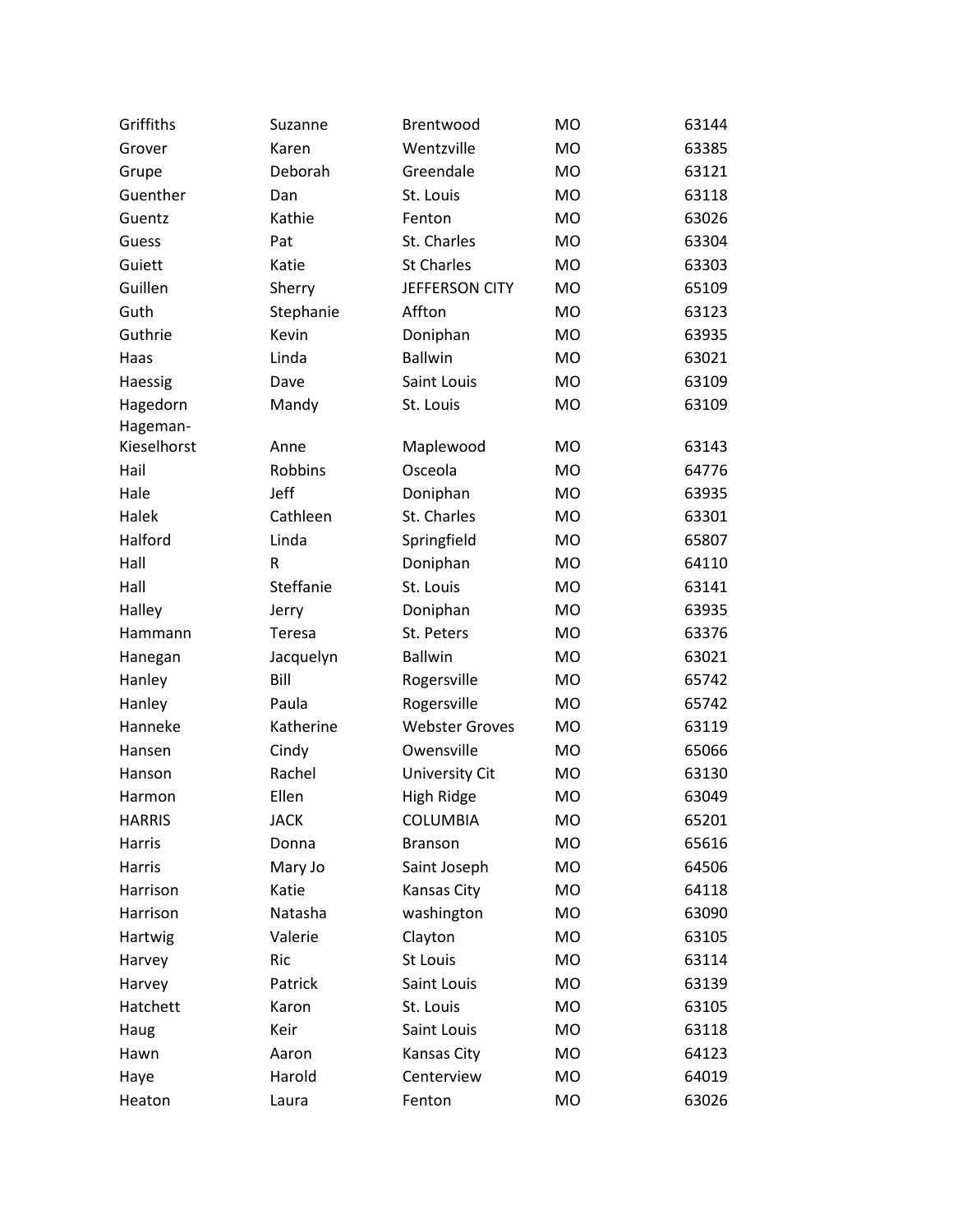| | | | | |
|---|---|---|---|---|
| Griffiths | Suzanne | Brentwood | MO | 63144 |
| Grover | Karen | Wentzville | MO | 63385 |
| Grupe | Deborah | Greendale | MO | 63121 |
| Guenther | Dan | St. Louis | MO | 63118 |
| Guentz | Kathie | Fenton | MO | 63026 |
| Guess | Pat | St. Charles | MO | 63304 |
| Guiett | Katie | St Charles | MO | 63303 |
| Guillen | Sherry | JEFFERSON CITY | MO | 65109 |
| Guth | Stephanie | Affton | MO | 63123 |
| Guthrie | Kevin | Doniphan | MO | 63935 |
| Haas | Linda | Ballwin | MO | 63021 |
| Haessig | Dave | Saint Louis | MO | 63109 |
| Hagedorn | Mandy | St. Louis | MO | 63109 |
| Hageman-Kieselhorst | Anne | Maplewood | MO | 63143 |
| Hail | Robbins | Osceola | MO | 64776 |
| Hale | Jeff | Doniphan | MO | 63935 |
| Halek | Cathleen | St. Charles | MO | 63301 |
| Halford | Linda | Springfield | MO | 65807 |
| Hall | R | Doniphan | MO | 64110 |
| Hall | Steffanie | St. Louis | MO | 63141 |
| Halley | Jerry | Doniphan | MO | 63935 |
| Hammann | Teresa | St. Peters | MO | 63376 |
| Hanegan | Jacquelyn | Ballwin | MO | 63021 |
| Hanley | Bill | Rogersville | MO | 65742 |
| Hanley | Paula | Rogersville | MO | 65742 |
| Hanneke | Katherine | Webster Groves | MO | 63119 |
| Hansen | Cindy | Owensville | MO | 65066 |
| Hanson | Rachel | University Cit | MO | 63130 |
| Harmon | Ellen | High Ridge | MO | 63049 |
| HARRIS | JACK | COLUMBIA | MO | 65201 |
| Harris | Donna | Branson | MO | 65616 |
| Harris | Mary Jo | Saint Joseph | MO | 64506 |
| Harrison | Katie | Kansas City | MO | 64118 |
| Harrison | Natasha | washington | MO | 63090 |
| Hartwig | Valerie | Clayton | MO | 63105 |
| Harvey | Ric | St Louis | MO | 63114 |
| Harvey | Patrick | Saint Louis | MO | 63139 |
| Hatchett | Karon | St. Louis | MO | 63105 |
| Haug | Keir | Saint Louis | MO | 63118 |
| Hawn | Aaron | Kansas City | MO | 64123 |
| Haye | Harold | Centerview | MO | 64019 |
| Heaton | Laura | Fenton | MO | 63026 |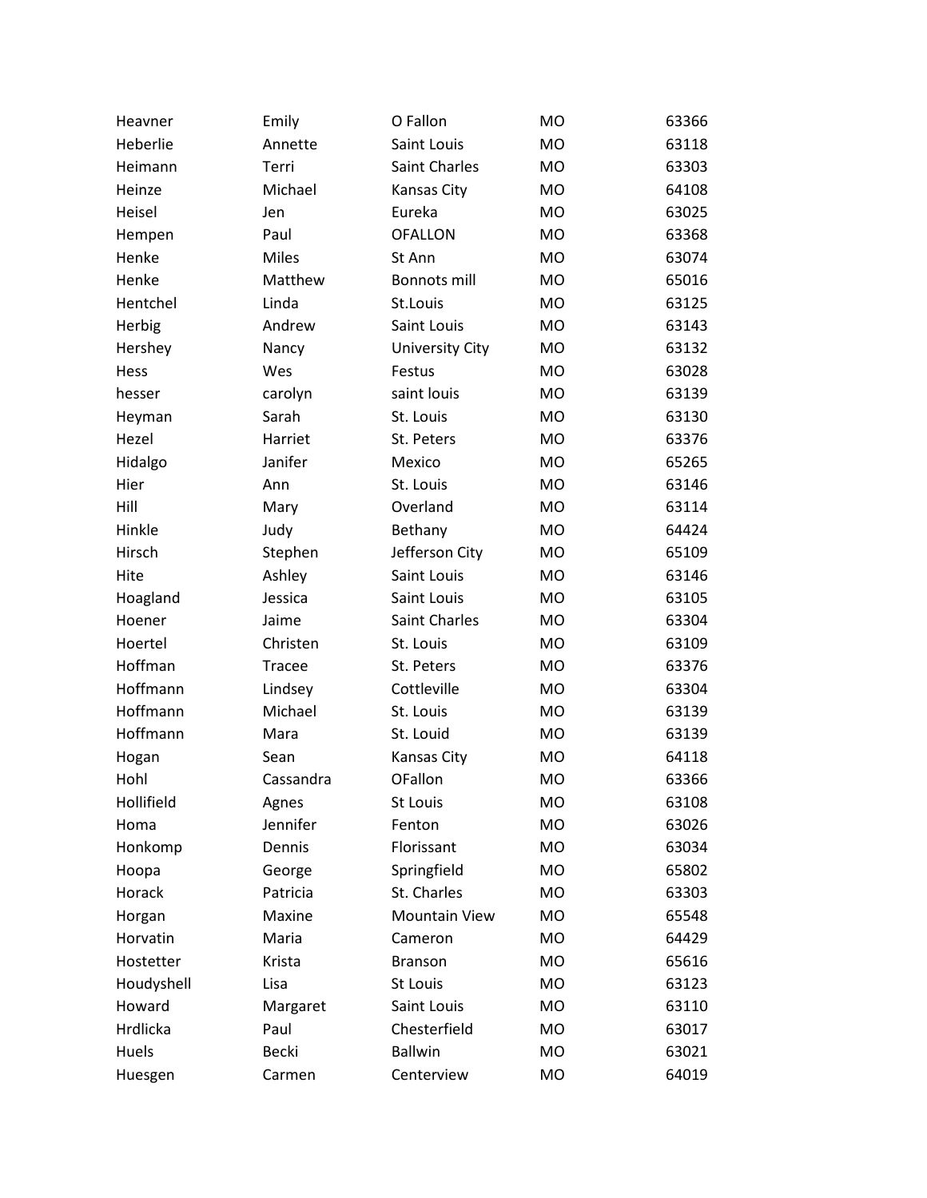| | | | | |
|---|---|---|---|---|
| Heavner | Emily | O Fallon | MO | 63366 |
| Heberlie | Annette | Saint Louis | MO | 63118 |
| Heimann | Terri | Saint Charles | MO | 63303 |
| Heinze | Michael | Kansas City | MO | 64108 |
| Heisel | Jen | Eureka | MO | 63025 |
| Hempen | Paul | OFALLON | MO | 63368 |
| Henke | Miles | St Ann | MO | 63074 |
| Henke | Matthew | Bonnots mill | MO | 65016 |
| Hentchel | Linda | St.Louis | MO | 63125 |
| Herbig | Andrew | Saint Louis | MO | 63143 |
| Hershey | Nancy | University City | MO | 63132 |
| Hess | Wes | Festus | MO | 63028 |
| hesser | carolyn | saint louis | MO | 63139 |
| Heyman | Sarah | St. Louis | MO | 63130 |
| Hezel | Harriet | St. Peters | MO | 63376 |
| Hidalgo | Janifer | Mexico | MO | 65265 |
| Hier | Ann | St. Louis | MO | 63146 |
| Hill | Mary | Overland | MO | 63114 |
| Hinkle | Judy | Bethany | MO | 64424 |
| Hirsch | Stephen | Jefferson City | MO | 65109 |
| Hite | Ashley | Saint Louis | MO | 63146 |
| Hoagland | Jessica | Saint Louis | MO | 63105 |
| Hoener | Jaime | Saint Charles | MO | 63304 |
| Hoertel | Christen | St. Louis | MO | 63109 |
| Hoffman | Tracee | St. Peters | MO | 63376 |
| Hoffmann | Lindsey | Cottleville | MO | 63304 |
| Hoffmann | Michael | St. Louis | MO | 63139 |
| Hoffmann | Mara | St. Louid | MO | 63139 |
| Hogan | Sean | Kansas City | MO | 64118 |
| Hohl | Cassandra | OFallon | MO | 63366 |
| Hollifield | Agnes | St Louis | MO | 63108 |
| Homa | Jennifer | Fenton | MO | 63026 |
| Honkomp | Dennis | Florissant | MO | 63034 |
| Hoopa | George | Springfield | MO | 65802 |
| Horack | Patricia | St. Charles | MO | 63303 |
| Horgan | Maxine | Mountain View | MO | 65548 |
| Horvatin | Maria | Cameron | MO | 64429 |
| Hostetter | Krista | Branson | MO | 65616 |
| Houdyshell | Lisa | St Louis | MO | 63123 |
| Howard | Margaret | Saint Louis | MO | 63110 |
| Hrdlicka | Paul | Chesterfield | MO | 63017 |
| Huels | Becki | Ballwin | MO | 63021 |
| Huesgen | Carmen | Centerview | MO | 64019 |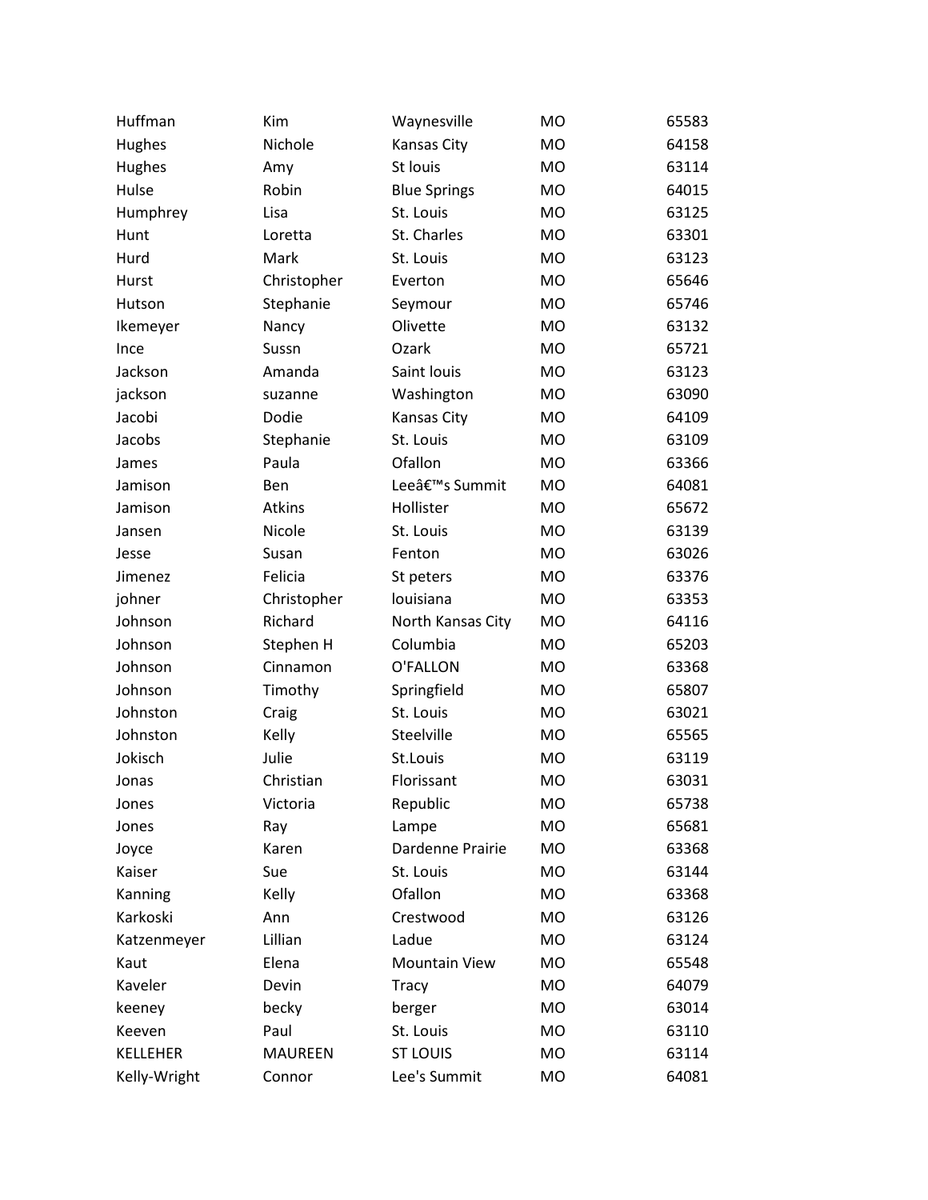| | | | | |
|---|---|---|---|---|
| Huffman | Kim | Waynesville | MO | 65583 |
| Hughes | Nichole | Kansas City | MO | 64158 |
| Hughes | Amy | St louis | MO | 63114 |
| Hulse | Robin | Blue Springs | MO | 64015 |
| Humphrey | Lisa | St. Louis | MO | 63125 |
| Hunt | Loretta | St. Charles | MO | 63301 |
| Hurd | Mark | St. Louis | MO | 63123 |
| Hurst | Christopher | Everton | MO | 65646 |
| Hutson | Stephanie | Seymour | MO | 65746 |
| Ikemeyer | Nancy | Olivette | MO | 63132 |
| Ince | Sussn | Ozark | MO | 65721 |
| Jackson | Amanda | Saint louis | MO | 63123 |
| jackson | suzanne | Washington | MO | 63090 |
| Jacobi | Dodie | Kansas City | MO | 64109 |
| Jacobs | Stephanie | St. Louis | MO | 63109 |
| James | Paula | Ofallon | MO | 63366 |
| Jamison | Ben | Leeâ€™s Summit | MO | 64081 |
| Jamison | Atkins | Hollister | MO | 65672 |
| Jansen | Nicole | St. Louis | MO | 63139 |
| Jesse | Susan | Fenton | MO | 63026 |
| Jimenez | Felicia | St peters | MO | 63376 |
| johner | Christopher | louisiana | MO | 63353 |
| Johnson | Richard | North Kansas City | MO | 64116 |
| Johnson | Stephen H | Columbia | MO | 65203 |
| Johnson | Cinnamon | O'FALLON | MO | 63368 |
| Johnson | Timothy | Springfield | MO | 65807 |
| Johnston | Craig | St. Louis | MO | 63021 |
| Johnston | Kelly | Steelville | MO | 65565 |
| Jokisch | Julie | St.Louis | MO | 63119 |
| Jonas | Christian | Florissant | MO | 63031 |
| Jones | Victoria | Republic | MO | 65738 |
| Jones | Ray | Lampe | MO | 65681 |
| Joyce | Karen | Dardenne Prairie | MO | 63368 |
| Kaiser | Sue | St. Louis | MO | 63144 |
| Kanning | Kelly | Ofallon | MO | 63368 |
| Karkoski | Ann | Crestwood | MO | 63126 |
| Katzenmeyer | Lillian | Ladue | MO | 63124 |
| Kaut | Elena | Mountain View | MO | 65548 |
| Kaveler | Devin | Tracy | MO | 64079 |
| keeney | becky | berger | MO | 63014 |
| Keeven | Paul | St. Louis | MO | 63110 |
| KELLEHER | MAUREEN | ST LOUIS | MO | 63114 |
| Kelly-Wright | Connor | Lee's Summit | MO | 64081 |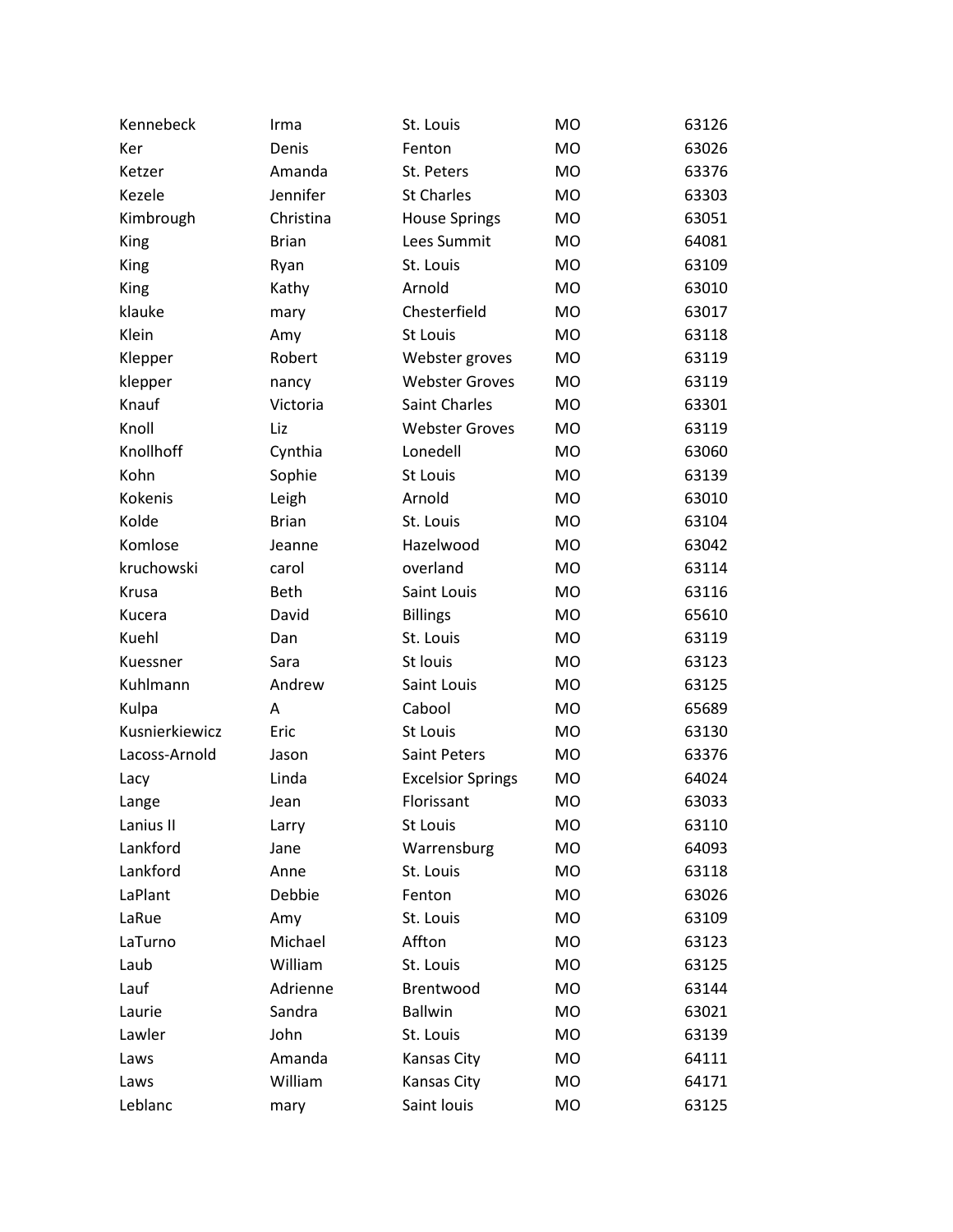| Kennebeck | Irma | St. Louis | MO | 63126 |
|---|---|---|---|---|
| Ker | Denis | Fenton | MO | 63026 |
| Ketzer | Amanda | St. Peters | MO | 63376 |
| Kezele | Jennifer | St Charles | MO | 63303 |
| Kimbrough | Christina | House Springs | MO | 63051 |
| King | Brian | Lees Summit | MO | 64081 |
| King | Ryan | St. Louis | MO | 63109 |
| King | Kathy | Arnold | MO | 63010 |
| klauke | mary | Chesterfield | MO | 63017 |
| Klein | Amy | St Louis | MO | 63118 |
| Klepper | Robert | Webster groves | MO | 63119 |
| klepper | nancy | Webster Groves | MO | 63119 |
| Knauf | Victoria | Saint Charles | MO | 63301 |
| Knoll | Liz | Webster Groves | MO | 63119 |
| Knollhoff | Cynthia | Lonedell | MO | 63060 |
| Kohn | Sophie | St Louis | MO | 63139 |
| Kokenis | Leigh | Arnold | MO | 63010 |
| Kolde | Brian | St. Louis | MO | 63104 |
| Komlose | Jeanne | Hazelwood | MO | 63042 |
| kruchowski | carol | overland | MO | 63114 |
| Krusa | Beth | Saint Louis | MO | 63116 |
| Kucera | David | Billings | MO | 65610 |
| Kuehl | Dan | St. Louis | MO | 63119 |
| Kuessner | Sara | St louis | MO | 63123 |
| Kuhlmann | Andrew | Saint Louis | MO | 63125 |
| Kulpa | A | Cabool | MO | 65689 |
| Kusnierkiewicz | Eric | St Louis | MO | 63130 |
| Lacoss-Arnold | Jason | Saint Peters | MO | 63376 |
| Lacy | Linda | Excelsior Springs | MO | 64024 |
| Lange | Jean | Florissant | MO | 63033 |
| Lanius II | Larry | St Louis | MO | 63110 |
| Lankford | Jane | Warrensburg | MO | 64093 |
| Lankford | Anne | St. Louis | MO | 63118 |
| LaPlant | Debbie | Fenton | MO | 63026 |
| LaRue | Amy | St. Louis | MO | 63109 |
| LaTurno | Michael | Affton | MO | 63123 |
| Laub | William | St. Louis | MO | 63125 |
| Lauf | Adrienne | Brentwood | MO | 63144 |
| Laurie | Sandra | Ballwin | MO | 63021 |
| Lawler | John | St. Louis | MO | 63139 |
| Laws | Amanda | Kansas City | MO | 64111 |
| Laws | William | Kansas City | MO | 64171 |
| Leblanc | mary | Saint louis | MO | 63125 |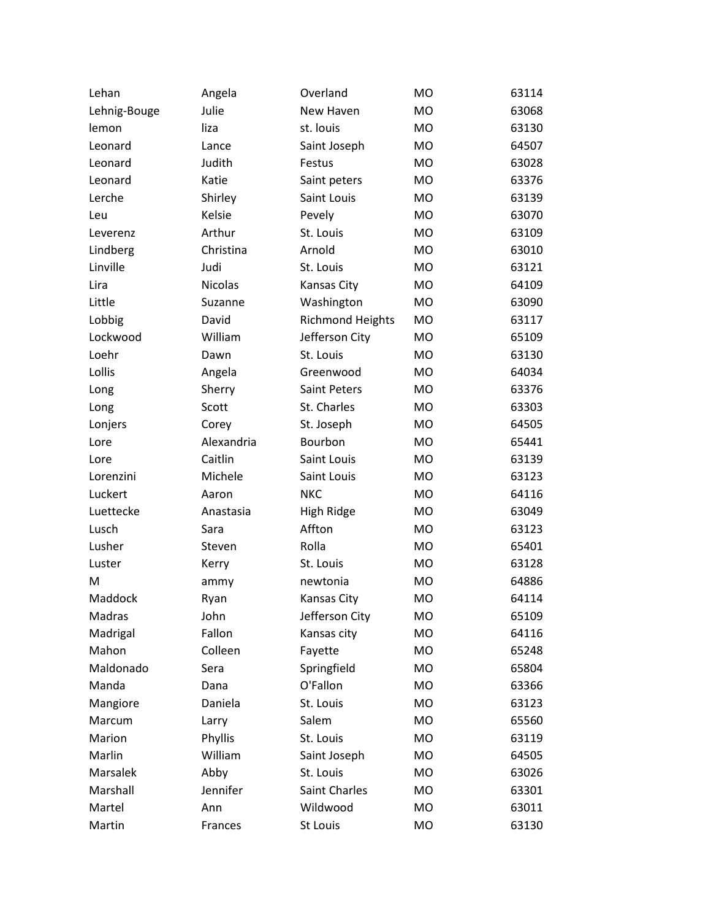| Lehan | Angela | Overland | MO | 63114 |
|---|---|---|---|---|
| Lehnig-Bouge | Julie | New Haven | MO | 63068 |
| lemon | liza | st. louis | MO | 63130 |
| Leonard | Lance | Saint Joseph | MO | 64507 |
| Leonard | Judith | Festus | MO | 63028 |
| Leonard | Katie | Saint peters | MO | 63376 |
| Lerche | Shirley | Saint Louis | MO | 63139 |
| Leu | Kelsie | Pevely | MO | 63070 |
| Leverenz | Arthur | St. Louis | MO | 63109 |
| Lindberg | Christina | Arnold | MO | 63010 |
| Linville | Judi | St. Louis | MO | 63121 |
| Lira | Nicolas | Kansas City | MO | 64109 |
| Little | Suzanne | Washington | MO | 63090 |
| Lobbig | David | Richmond Heights | MO | 63117 |
| Lockwood | William | Jefferson City | MO | 65109 |
| Loehr | Dawn | St. Louis | MO | 63130 |
| Lollis | Angela | Greenwood | MO | 64034 |
| Long | Sherry | Saint Peters | MO | 63376 |
| Long | Scott | St. Charles | MO | 63303 |
| Lonjers | Corey | St. Joseph | MO | 64505 |
| Lore | Alexandria | Bourbon | MO | 65441 |
| Lore | Caitlin | Saint Louis | MO | 63139 |
| Lorenzini | Michele | Saint Louis | MO | 63123 |
| Luckert | Aaron | NKC | MO | 64116 |
| Luettecke | Anastasia | High Ridge | MO | 63049 |
| Lusch | Sara | Affton | MO | 63123 |
| Lusher | Steven | Rolla | MO | 65401 |
| Luster | Kerry | St. Louis | MO | 63128 |
| M | ammy | newtonia | MO | 64886 |
| Maddock | Ryan | Kansas City | MO | 64114 |
| Madras | John | Jefferson City | MO | 65109 |
| Madrigal | Fallon | Kansas city | MO | 64116 |
| Mahon | Colleen | Fayette | MO | 65248 |
| Maldonado | Sera | Springfield | MO | 65804 |
| Manda | Dana | O'Fallon | MO | 63366 |
| Mangiore | Daniela | St. Louis | MO | 63123 |
| Marcum | Larry | Salem | MO | 65560 |
| Marion | Phyllis | St. Louis | MO | 63119 |
| Marlin | William | Saint Joseph | MO | 64505 |
| Marsalek | Abby | St. Louis | MO | 63026 |
| Marshall | Jennifer | Saint Charles | MO | 63301 |
| Martel | Ann | Wildwood | MO | 63011 |
| Martin | Frances | St Louis | MO | 63130 |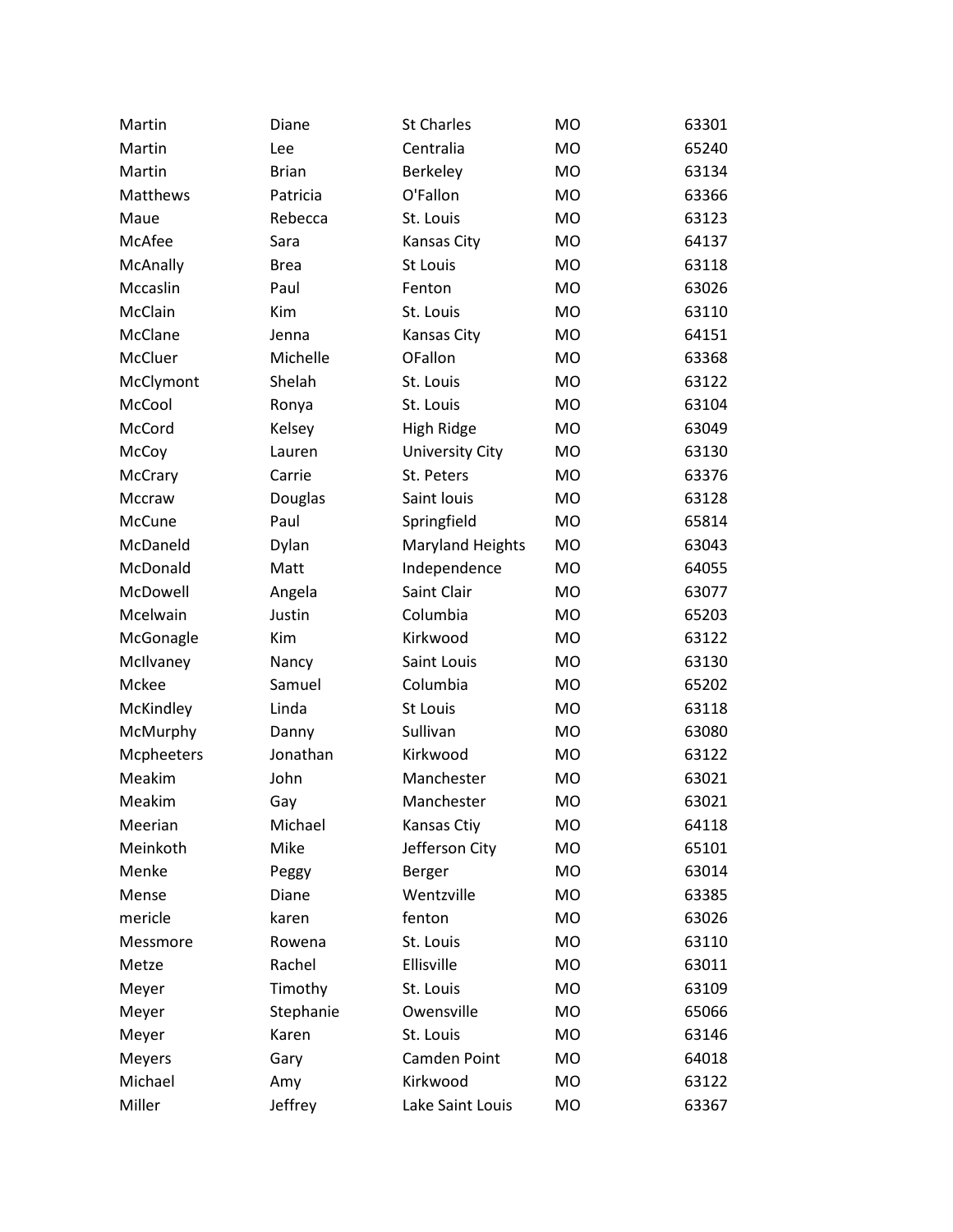| Martin | Diane | St Charles | MO | 63301 |
|---|---|---|---|---|
| Martin | Lee | Centralia | MO | 65240 |
| Martin | Brian | Berkeley | MO | 63134 |
| Matthews | Patricia | O'Fallon | MO | 63366 |
| Maue | Rebecca | St. Louis | MO | 63123 |
| McAfee | Sara | Kansas City | MO | 64137 |
| McAnally | Brea | St Louis | MO | 63118 |
| Mccaslin | Paul | Fenton | MO | 63026 |
| McClain | Kim | St. Louis | MO | 63110 |
| McClane | Jenna | Kansas City | MO | 64151 |
| McCluer | Michelle | OFallon | MO | 63368 |
| McClymont | Shelah | St. Louis | MO | 63122 |
| McCool | Ronya | St. Louis | MO | 63104 |
| McCord | Kelsey | High Ridge | MO | 63049 |
| McCoy | Lauren | University City | MO | 63130 |
| McCrary | Carrie | St. Peters | MO | 63376 |
| Mccraw | Douglas | Saint louis | MO | 63128 |
| McCune | Paul | Springfield | MO | 65814 |
| McDaneld | Dylan | Maryland Heights | MO | 63043 |
| McDonald | Matt | Independence | MO | 64055 |
| McDowell | Angela | Saint Clair | MO | 63077 |
| Mcelwain | Justin | Columbia | MO | 65203 |
| McGonagle | Kim | Kirkwood | MO | 63122 |
| McIlvaney | Nancy | Saint Louis | MO | 63130 |
| Mckee | Samuel | Columbia | MO | 65202 |
| McKindley | Linda | St Louis | MO | 63118 |
| McMurphy | Danny | Sullivan | MO | 63080 |
| Mcpheeters | Jonathan | Kirkwood | MO | 63122 |
| Meakim | John | Manchester | MO | 63021 |
| Meakim | Gay | Manchester | MO | 63021 |
| Meerian | Michael | Kansas Ctiy | MO | 64118 |
| Meinkoth | Mike | Jefferson City | MO | 65101 |
| Menke | Peggy | Berger | MO | 63014 |
| Mense | Diane | Wentzville | MO | 63385 |
| mericle | karen | fenton | MO | 63026 |
| Messmore | Rowena | St. Louis | MO | 63110 |
| Metze | Rachel | Ellisville | MO | 63011 |
| Meyer | Timothy | St. Louis | MO | 63109 |
| Meyer | Stephanie | Owensville | MO | 65066 |
| Meyer | Karen | St. Louis | MO | 63146 |
| Meyers | Gary | Camden Point | MO | 64018 |
| Michael | Amy | Kirkwood | MO | 63122 |
| Miller | Jeffrey | Lake Saint Louis | MO | 63367 |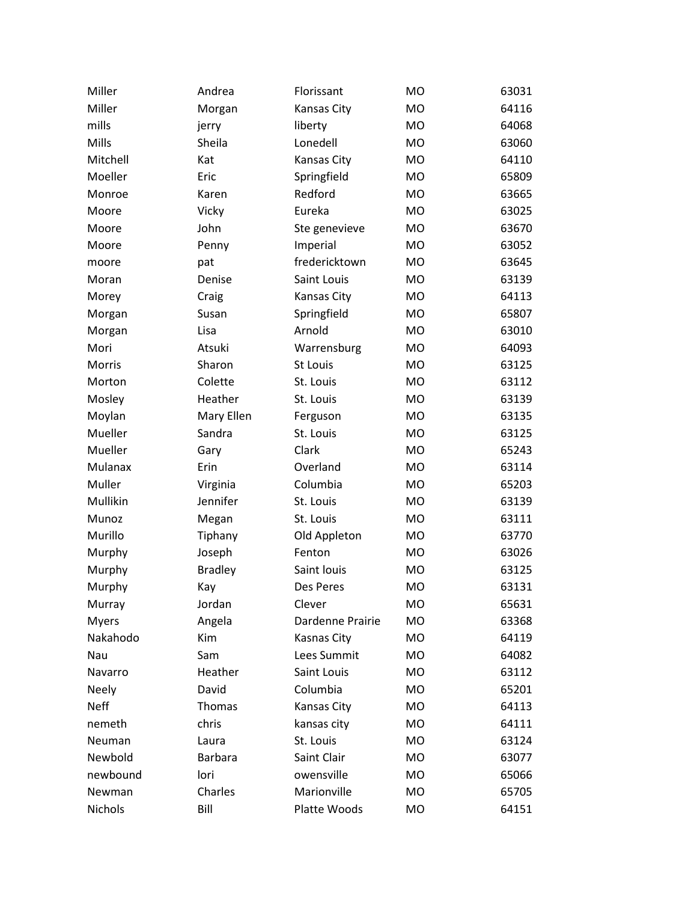| Miller | Andrea | Florissant | MO | 63031 |
|---|---|---|---|---|
| Miller | Morgan | Kansas City | MO | 64116 |
| mills | jerry | liberty | MO | 64068 |
| Mills | Sheila | Lonedell | MO | 63060 |
| Mitchell | Kat | Kansas City | MO | 64110 |
| Moeller | Eric | Springfield | MO | 65809 |
| Monroe | Karen | Redford | MO | 63665 |
| Moore | Vicky | Eureka | MO | 63025 |
| Moore | John | Ste genevieve | MO | 63670 |
| Moore | Penny | Imperial | MO | 63052 |
| moore | pat | fredericktown | MO | 63645 |
| Moran | Denise | Saint Louis | MO | 63139 |
| Morey | Craig | Kansas City | MO | 64113 |
| Morgan | Susan | Springfield | MO | 65807 |
| Morgan | Lisa | Arnold | MO | 63010 |
| Mori | Atsuki | Warrensburg | MO | 64093 |
| Morris | Sharon | St Louis | MO | 63125 |
| Morton | Colette | St. Louis | MO | 63112 |
| Mosley | Heather | St. Louis | MO | 63139 |
| Moylan | Mary Ellen | Ferguson | MO | 63135 |
| Mueller | Sandra | St. Louis | MO | 63125 |
| Mueller | Gary | Clark | MO | 65243 |
| Mulanax | Erin | Overland | MO | 63114 |
| Muller | Virginia | Columbia | MO | 65203 |
| Mullikin | Jennifer | St. Louis | MO | 63139 |
| Munoz | Megan | St. Louis | MO | 63111 |
| Murillo | Tiphany | Old Appleton | MO | 63770 |
| Murphy | Joseph | Fenton | MO | 63026 |
| Murphy | Bradley | Saint louis | MO | 63125 |
| Murphy | Kay | Des Peres | MO | 63131 |
| Murray | Jordan | Clever | MO | 65631 |
| Myers | Angela | Dardenne Prairie | MO | 63368 |
| Nakahodo | Kim | Kasnas City | MO | 64119 |
| Nau | Sam | Lees Summit | MO | 64082 |
| Navarro | Heather | Saint Louis | MO | 63112 |
| Neely | David | Columbia | MO | 65201 |
| Neff | Thomas | Kansas City | MO | 64113 |
| nemeth | chris | kansas city | MO | 64111 |
| Neuman | Laura | St. Louis | MO | 63124 |
| Newbold | Barbara | Saint Clair | MO | 63077 |
| newbound | lori | owensville | MO | 65066 |
| Newman | Charles | Marionville | MO | 65705 |
| Nichols | Bill | Platte Woods | MO | 64151 |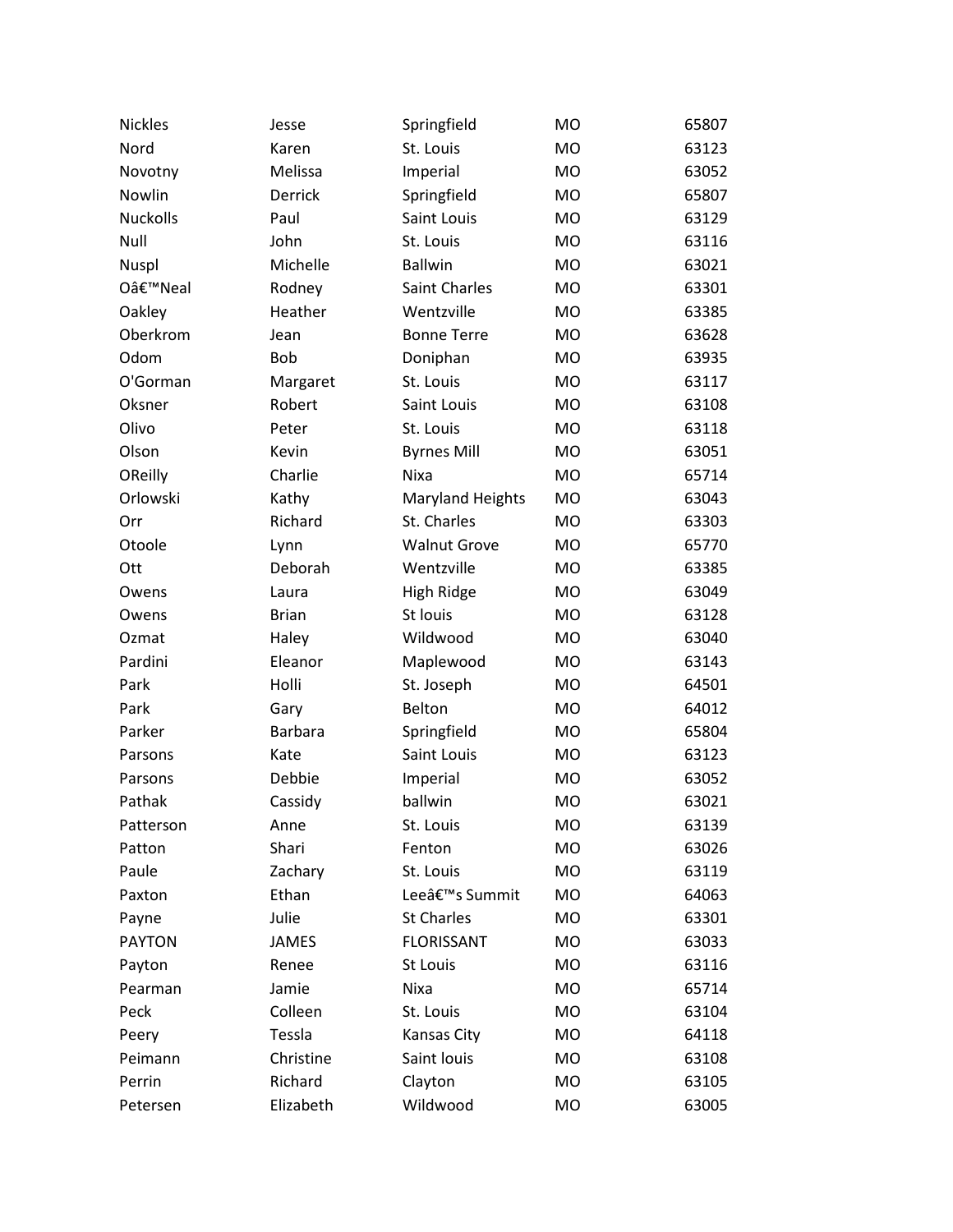| Nickles | Jesse | Springfield | MO | 65807 |
|---|---|---|---|---|
| Nord | Karen | St. Louis | MO | 63123 |
| Novotny | Melissa | Imperial | MO | 63052 |
| Nowlin | Derrick | Springfield | MO | 65807 |
| Nuckolls | Paul | Saint Louis | MO | 63129 |
| Null | John | St. Louis | MO | 63116 |
| Nuspl | Michelle | Ballwin | MO | 63021 |
| Oâ€™Neal | Rodney | Saint Charles | MO | 63301 |
| Oakley | Heather | Wentzville | MO | 63385 |
| Oberkrom | Jean | Bonne Terre | MO | 63628 |
| Odom | Bob | Doniphan | MO | 63935 |
| O'Gorman | Margaret | St. Louis | MO | 63117 |
| Oksner | Robert | Saint Louis | MO | 63108 |
| Olivo | Peter | St. Louis | MO | 63118 |
| Olson | Kevin | Byrnes Mill | MO | 63051 |
| OReilly | Charlie | Nixa | MO | 65714 |
| Orlowski | Kathy | Maryland Heights | MO | 63043 |
| Orr | Richard | St. Charles | MO | 63303 |
| Otoole | Lynn | Walnut Grove | MO | 65770 |
| Ott | Deborah | Wentzville | MO | 63385 |
| Owens | Laura | High Ridge | MO | 63049 |
| Owens | Brian | St louis | MO | 63128 |
| Ozmat | Haley | Wildwood | MO | 63040 |
| Pardini | Eleanor | Maplewood | MO | 63143 |
| Park | Holli | St. Joseph | MO | 64501 |
| Park | Gary | Belton | MO | 64012 |
| Parker | Barbara | Springfield | MO | 65804 |
| Parsons | Kate | Saint Louis | MO | 63123 |
| Parsons | Debbie | Imperial | MO | 63052 |
| Pathak | Cassidy | ballwin | MO | 63021 |
| Patterson | Anne | St. Louis | MO | 63139 |
| Patton | Shari | Fenton | MO | 63026 |
| Paule | Zachary | St. Louis | MO | 63119 |
| Paxton | Ethan | Leeâ€™s Summit | MO | 64063 |
| Payne | Julie | St Charles | MO | 63301 |
| PAYTON | JAMES | FLORISSANT | MO | 63033 |
| Payton | Renee | St Louis | MO | 63116 |
| Pearman | Jamie | Nixa | MO | 65714 |
| Peck | Colleen | St. Louis | MO | 63104 |
| Peery | Tessla | Kansas City | MO | 64118 |
| Peimann | Christine | Saint louis | MO | 63108 |
| Perrin | Richard | Clayton | MO | 63105 |
| Petersen | Elizabeth | Wildwood | MO | 63005 |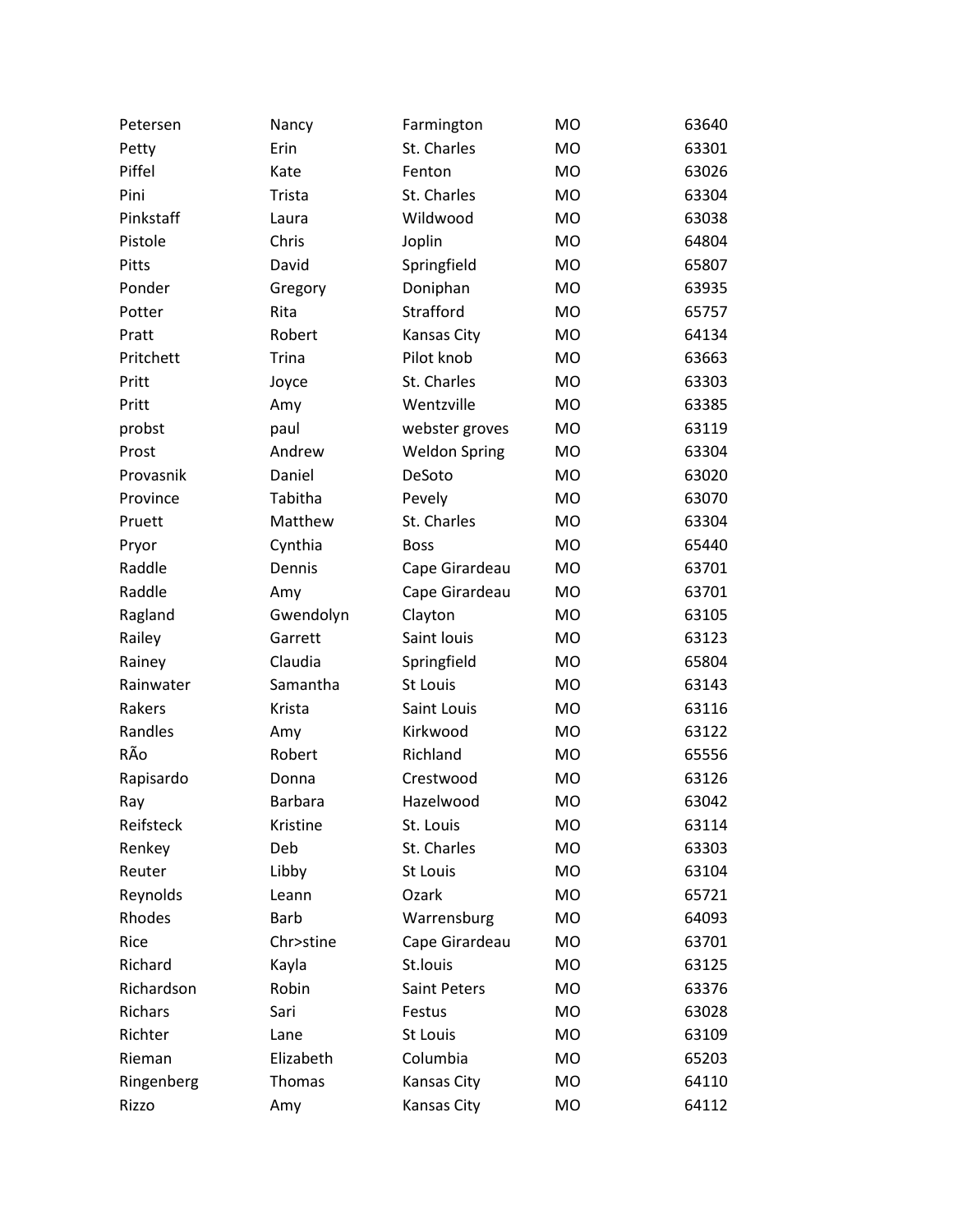| Petersen | Nancy | Farmington | MO | 63640 |
|---|---|---|---|---|
| Petty | Erin | St. Charles | MO | 63301 |
| Piffel | Kate | Fenton | MO | 63026 |
| Pini | Trista | St. Charles | MO | 63304 |
| Pinkstaff | Laura | Wildwood | MO | 63038 |
| Pistole | Chris | Joplin | MO | 64804 |
| Pitts | David | Springfield | MO | 65807 |
| Ponder | Gregory | Doniphan | MO | 63935 |
| Potter | Rita | Strafford | MO | 65757 |
| Pratt | Robert | Kansas City | MO | 64134 |
| Pritchett | Trina | Pilot knob | MO | 63663 |
| Pritt | Joyce | St. Charles | MO | 63303 |
| Pritt | Amy | Wentzville | MO | 63385 |
| probst | paul | webster groves | MO | 63119 |
| Prost | Andrew | Weldon Spring | MO | 63304 |
| Provasnik | Daniel | DeSoto | MO | 63020 |
| Province | Tabitha | Pevely | MO | 63070 |
| Pruett | Matthew | St. Charles | MO | 63304 |
| Pryor | Cynthia | Boss | MO | 65440 |
| Raddle | Dennis | Cape Girardeau | MO | 63701 |
| Raddle | Amy | Cape Girardeau | MO | 63701 |
| Ragland | Gwendolyn | Clayton | MO | 63105 |
| Railey | Garrett | Saint louis | MO | 63123 |
| Rainey | Claudia | Springfield | MO | 65804 |
| Rainwater | Samantha | St Louis | MO | 63143 |
| Rakers | Krista | Saint Louis | MO | 63116 |
| Randles | Amy | Kirkwood | MO | 63122 |
| RÃo | Robert | Richland | MO | 65556 |
| Rapisardo | Donna | Crestwood | MO | 63126 |
| Ray | Barbara | Hazelwood | MO | 63042 |
| Reifsteck | Kristine | St. Louis | MO | 63114 |
| Renkey | Deb | St. Charles | MO | 63303 |
| Reuter | Libby | St Louis | MO | 63104 |
| Reynolds | Leann | Ozark | MO | 65721 |
| Rhodes | Barb | Warrensburg | MO | 64093 |
| Rice | Chr>stine | Cape Girardeau | MO | 63701 |
| Richard | Kayla | St.louis | MO | 63125 |
| Richardson | Robin | Saint Peters | MO | 63376 |
| Richars | Sari | Festus | MO | 63028 |
| Richter | Lane | St Louis | MO | 63109 |
| Rieman | Elizabeth | Columbia | MO | 65203 |
| Ringenberg | Thomas | Kansas City | MO | 64110 |
| Rizzo | Amy | Kansas City | MO | 64112 |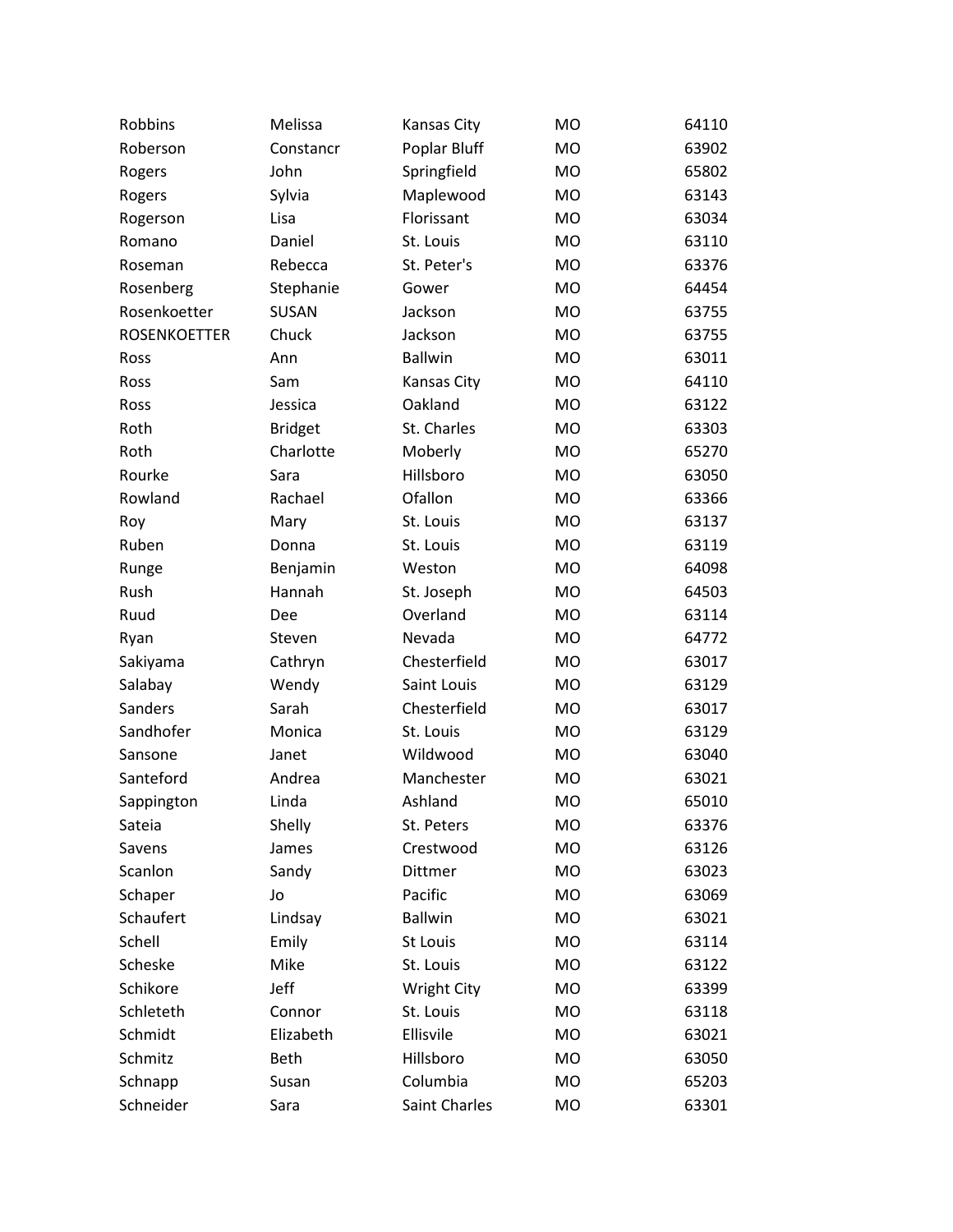| | | | | |
|---|---|---|---|---|
| Robbins | Melissa | Kansas City | MO | 64110 |
| Roberson | Constancr | Poplar Bluff | MO | 63902 |
| Rogers | John | Springfield | MO | 65802 |
| Rogers | Sylvia | Maplewood | MO | 63143 |
| Rogerson | Lisa | Florissant | MO | 63034 |
| Romano | Daniel | St. Louis | MO | 63110 |
| Roseman | Rebecca | St. Peter's | MO | 63376 |
| Rosenberg | Stephanie | Gower | MO | 64454 |
| Rosenkoetter | SUSAN | Jackson | MO | 63755 |
| ROSENKOETTER | Chuck | Jackson | MO | 63755 |
| Ross | Ann | Ballwin | MO | 63011 |
| Ross | Sam | Kansas City | MO | 64110 |
| Ross | Jessica | Oakland | MO | 63122 |
| Roth | Bridget | St. Charles | MO | 63303 |
| Roth | Charlotte | Moberly | MO | 65270 |
| Rourke | Sara | Hillsboro | MO | 63050 |
| Rowland | Rachael | Ofallon | MO | 63366 |
| Roy | Mary | St. Louis | MO | 63137 |
| Ruben | Donna | St. Louis | MO | 63119 |
| Runge | Benjamin | Weston | MO | 64098 |
| Rush | Hannah | St. Joseph | MO | 64503 |
| Ruud | Dee | Overland | MO | 63114 |
| Ryan | Steven | Nevada | MO | 64772 |
| Sakiyama | Cathryn | Chesterfield | MO | 63017 |
| Salabay | Wendy | Saint Louis | MO | 63129 |
| Sanders | Sarah | Chesterfield | MO | 63017 |
| Sandhofer | Monica | St. Louis | MO | 63129 |
| Sansone | Janet | Wildwood | MO | 63040 |
| Santeford | Andrea | Manchester | MO | 63021 |
| Sappington | Linda | Ashland | MO | 65010 |
| Sateia | Shelly | St. Peters | MO | 63376 |
| Savens | James | Crestwood | MO | 63126 |
| Scanlon | Sandy | Dittmer | MO | 63023 |
| Schaper | Jo | Pacific | MO | 63069 |
| Schaufert | Lindsay | Ballwin | MO | 63021 |
| Schell | Emily | St Louis | MO | 63114 |
| Scheske | Mike | St. Louis | MO | 63122 |
| Schikore | Jeff | Wright City | MO | 63399 |
| Schleteth | Connor | St. Louis | MO | 63118 |
| Schmidt | Elizabeth | Ellisvile | MO | 63021 |
| Schmitz | Beth | Hillsboro | MO | 63050 |
| Schnapp | Susan | Columbia | MO | 65203 |
| Schneider | Sara | Saint Charles | MO | 63301 |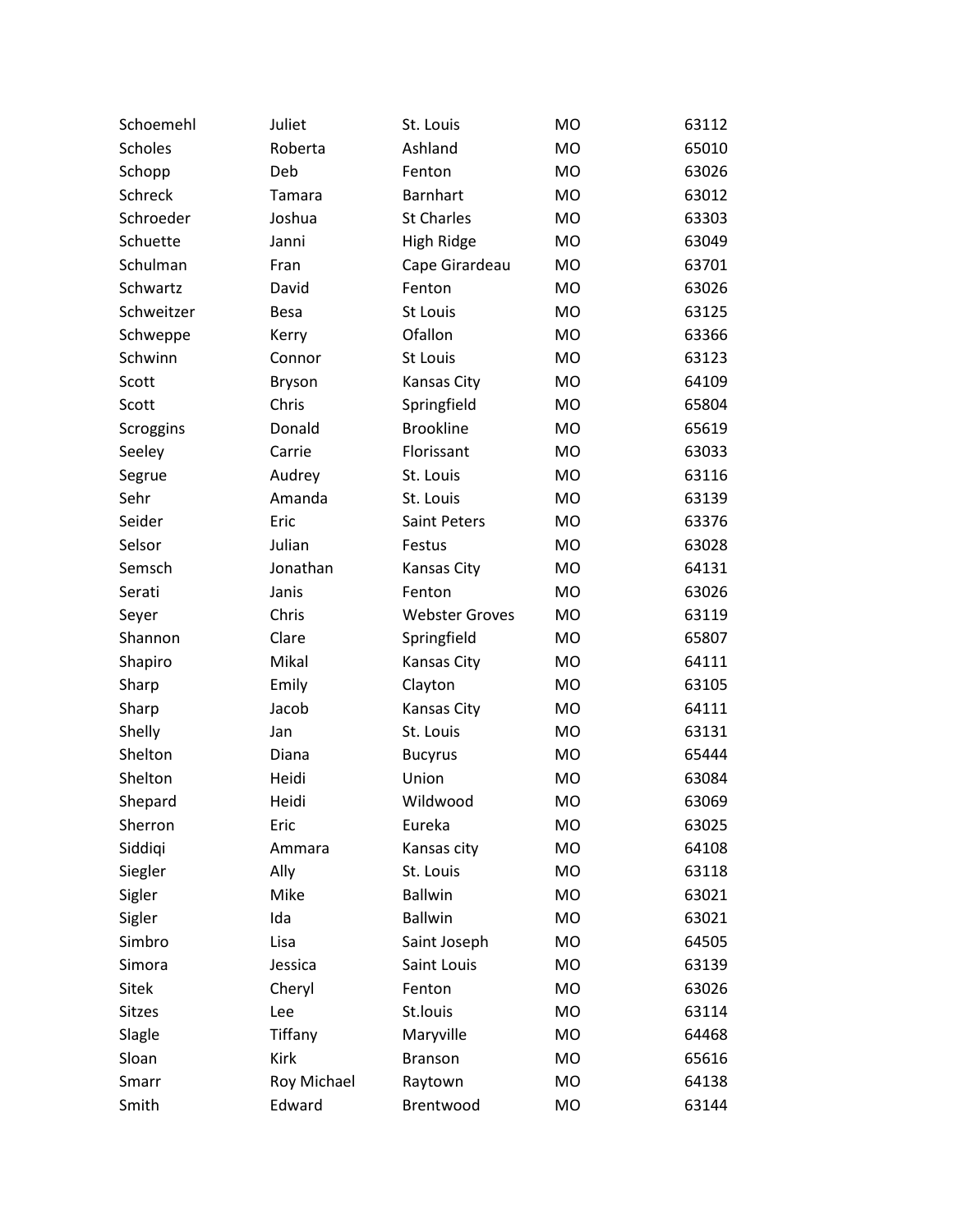| | | | | |
|---|---|---|---|---|
| Schoemehl | Juliet | St. Louis | MO | 63112 |
| Scholes | Roberta | Ashland | MO | 65010 |
| Schopp | Deb | Fenton | MO | 63026 |
| Schreck | Tamara | Barnhart | MO | 63012 |
| Schroeder | Joshua | St Charles | MO | 63303 |
| Schuette | Janni | High Ridge | MO | 63049 |
| Schulman | Fran | Cape Girardeau | MO | 63701 |
| Schwartz | David | Fenton | MO | 63026 |
| Schweitzer | Besa | St Louis | MO | 63125 |
| Schweppe | Kerry | Ofallon | MO | 63366 |
| Schwinn | Connor | St Louis | MO | 63123 |
| Scott | Bryson | Kansas City | MO | 64109 |
| Scott | Chris | Springfield | MO | 65804 |
| Scroggins | Donald | Brookline | MO | 65619 |
| Seeley | Carrie | Florissant | MO | 63033 |
| Segrue | Audrey | St. Louis | MO | 63116 |
| Sehr | Amanda | St. Louis | MO | 63139 |
| Seider | Eric | Saint Peters | MO | 63376 |
| Selsor | Julian | Festus | MO | 63028 |
| Semsch | Jonathan | Kansas City | MO | 64131 |
| Serati | Janis | Fenton | MO | 63026 |
| Seyer | Chris | Webster Groves | MO | 63119 |
| Shannon | Clare | Springfield | MO | 65807 |
| Shapiro | Mikal | Kansas City | MO | 64111 |
| Sharp | Emily | Clayton | MO | 63105 |
| Sharp | Jacob | Kansas City | MO | 64111 |
| Shelly | Jan | St. Louis | MO | 63131 |
| Shelton | Diana | Bucyrus | MO | 65444 |
| Shelton | Heidi | Union | MO | 63084 |
| Shepard | Heidi | Wildwood | MO | 63069 |
| Sherron | Eric | Eureka | MO | 63025 |
| Siddiqi | Ammara | Kansas city | MO | 64108 |
| Siegler | Ally | St. Louis | MO | 63118 |
| Sigler | Mike | Ballwin | MO | 63021 |
| Sigler | Ida | Ballwin | MO | 63021 |
| Simbro | Lisa | Saint Joseph | MO | 64505 |
| Simora | Jessica | Saint Louis | MO | 63139 |
| Sitek | Cheryl | Fenton | MO | 63026 |
| Sitzes | Lee | St.louis | MO | 63114 |
| Slagle | Tiffany | Maryville | MO | 64468 |
| Sloan | Kirk | Branson | MO | 65616 |
| Smarr | Roy Michael | Raytown | MO | 64138 |
| Smith | Edward | Brentwood | MO | 63144 |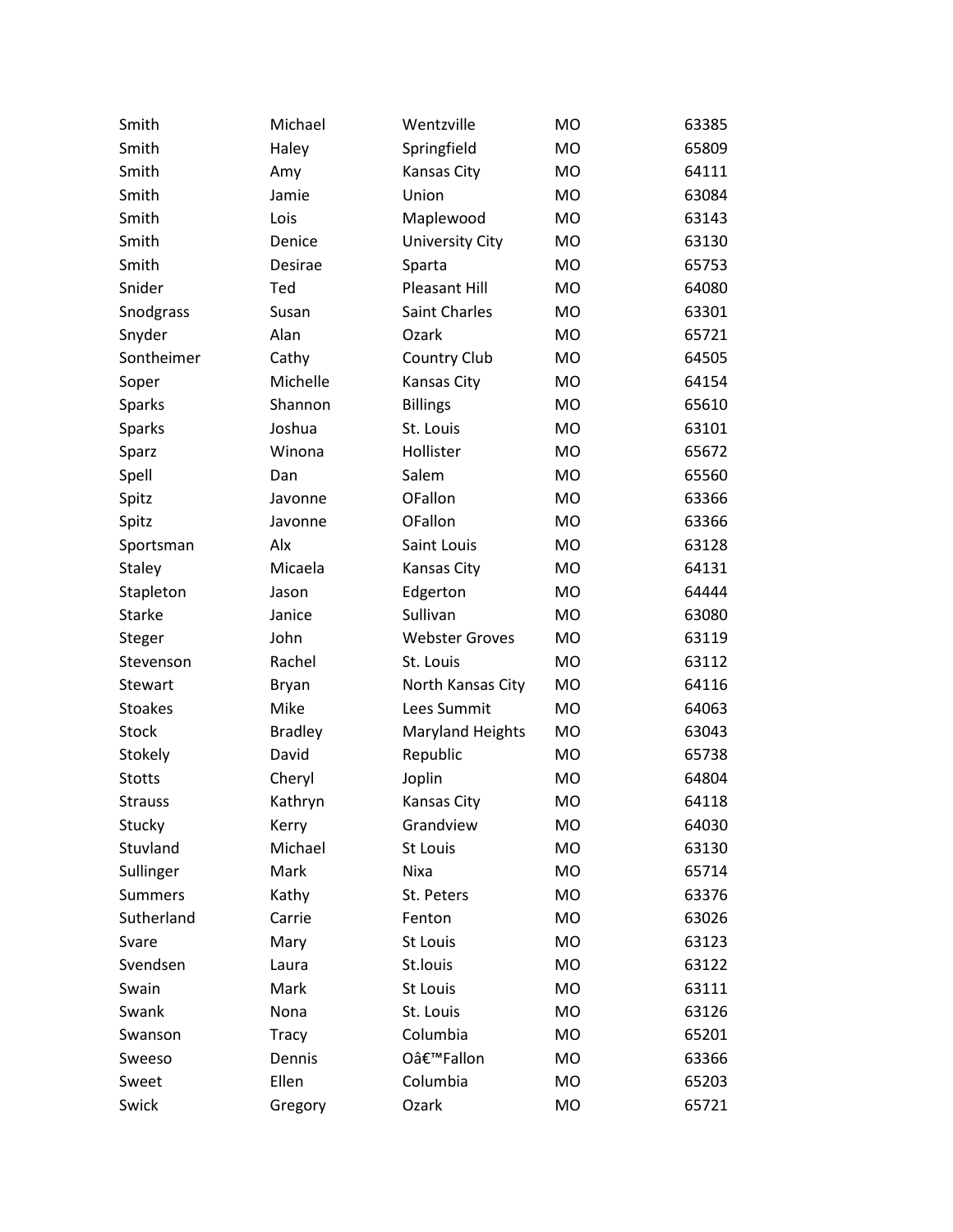| | | | | |
|---|---|---|---|---|
| Smith | Michael | Wentzville | MO | 63385 |
| Smith | Haley | Springfield | MO | 65809 |
| Smith | Amy | Kansas City | MO | 64111 |
| Smith | Jamie | Union | MO | 63084 |
| Smith | Lois | Maplewood | MO | 63143 |
| Smith | Denice | University City | MO | 63130 |
| Smith | Desirae | Sparta | MO | 65753 |
| Snider | Ted | Pleasant Hill | MO | 64080 |
| Snodgrass | Susan | Saint Charles | MO | 63301 |
| Snyder | Alan | Ozark | MO | 65721 |
| Sontheimer | Cathy | Country Club | MO | 64505 |
| Soper | Michelle | Kansas City | MO | 64154 |
| Sparks | Shannon | Billings | MO | 65610 |
| Sparks | Joshua | St. Louis | MO | 63101 |
| Sparz | Winona | Hollister | MO | 65672 |
| Spell | Dan | Salem | MO | 65560 |
| Spitz | Javonne | OFallon | MO | 63366 |
| Spitz | Javonne | OFallon | MO | 63366 |
| Sportsman | Alx | Saint Louis | MO | 63128 |
| Staley | Micaela | Kansas City | MO | 64131 |
| Stapleton | Jason | Edgerton | MO | 64444 |
| Starke | Janice | Sullivan | MO | 63080 |
| Steger | John | Webster Groves | MO | 63119 |
| Stevenson | Rachel | St. Louis | MO | 63112 |
| Stewart | Bryan | North Kansas City | MO | 64116 |
| Stoakes | Mike | Lees Summit | MO | 64063 |
| Stock | Bradley | Maryland Heights | MO | 63043 |
| Stokely | David | Republic | MO | 65738 |
| Stotts | Cheryl | Joplin | MO | 64804 |
| Strauss | Kathryn | Kansas City | MO | 64118 |
| Stucky | Kerry | Grandview | MO | 64030 |
| Stuvland | Michael | St Louis | MO | 63130 |
| Sullinger | Mark | Nixa | MO | 65714 |
| Summers | Kathy | St. Peters | MO | 63376 |
| Sutherland | Carrie | Fenton | MO | 63026 |
| Svare | Mary | St Louis | MO | 63123 |
| Svendsen | Laura | St.louis | MO | 63122 |
| Swain | Mark | St Louis | MO | 63111 |
| Swank | Nona | St. Louis | MO | 63126 |
| Swanson | Tracy | Columbia | MO | 65201 |
| Sweeso | Dennis | Oâ€™Fallon | MO | 63366 |
| Sweet | Ellen | Columbia | MO | 65203 |
| Swick | Gregory | Ozark | MO | 65721 |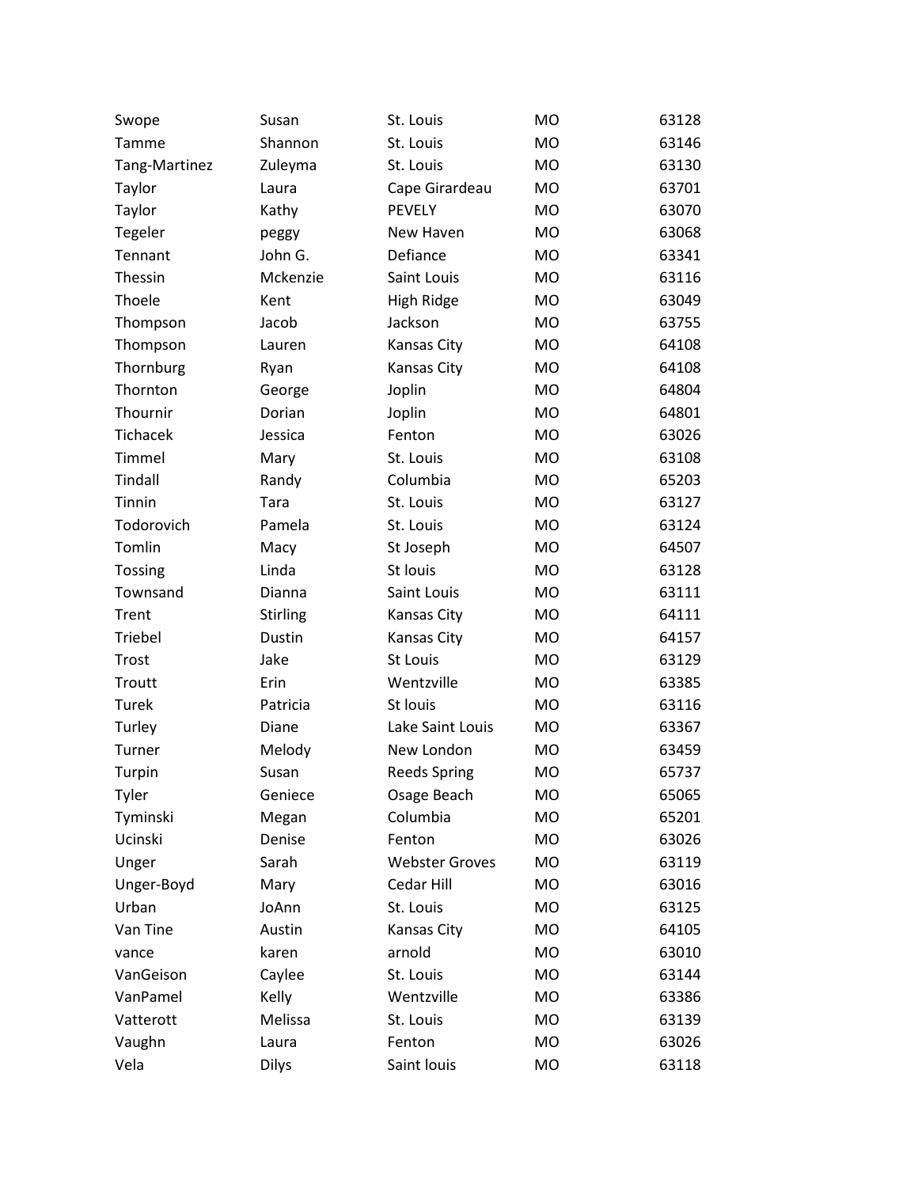| | | | | |
|---|---|---|---|---|
| Swope | Susan | St. Louis | MO | 63128 |
| Tamme | Shannon | St. Louis | MO | 63146 |
| Tang-Martinez | Zuleyma | St. Louis | MO | 63130 |
| Taylor | Laura | Cape Girardeau | MO | 63701 |
| Taylor | Kathy | PEVELY | MO | 63070 |
| Tegeler | peggy | New Haven | MO | 63068 |
| Tennant | John G. | Defiance | MO | 63341 |
| Thessin | Mckenzie | Saint Louis | MO | 63116 |
| Thoele | Kent | High Ridge | MO | 63049 |
| Thompson | Jacob | Jackson | MO | 63755 |
| Thompson | Lauren | Kansas City | MO | 64108 |
| Thornburg | Ryan | Kansas City | MO | 64108 |
| Thornton | George | Joplin | MO | 64804 |
| Thournir | Dorian | Joplin | MO | 64801 |
| Tichacek | Jessica | Fenton | MO | 63026 |
| Timmel | Mary | St. Louis | MO | 63108 |
| Tindall | Randy | Columbia | MO | 65203 |
| Tinnin | Tara | St. Louis | MO | 63127 |
| Todorovich | Pamela | St. Louis | MO | 63124 |
| Tomlin | Macy | St Joseph | MO | 64507 |
| Tossing | Linda | St louis | MO | 63128 |
| Townsand | Dianna | Saint Louis | MO | 63111 |
| Trent | Stirling | Kansas City | MO | 64111 |
| Triebel | Dustin | Kansas City | MO | 64157 |
| Trost | Jake | St Louis | MO | 63129 |
| Troutt | Erin | Wentzville | MO | 63385 |
| Turek | Patricia | St louis | MO | 63116 |
| Turley | Diane | Lake Saint Louis | MO | 63367 |
| Turner | Melody | New London | MO | 63459 |
| Turpin | Susan | Reeds Spring | MO | 65737 |
| Tyler | Geniece | Osage Beach | MO | 65065 |
| Tyminski | Megan | Columbia | MO | 65201 |
| Ucinski | Denise | Fenton | MO | 63026 |
| Unger | Sarah | Webster Groves | MO | 63119 |
| Unger-Boyd | Mary | Cedar Hill | MO | 63016 |
| Urban | JoAnn | St. Louis | MO | 63125 |
| Van Tine | Austin | Kansas City | MO | 64105 |
| vance | karen | arnold | MO | 63010 |
| VanGeison | Caylee | St. Louis | MO | 63144 |
| VanPamel | Kelly | Wentzville | MO | 63386 |
| Vatterott | Melissa | St. Louis | MO | 63139 |
| Vaughn | Laura | Fenton | MO | 63026 |
| Vela | Dilys | Saint louis | MO | 63118 |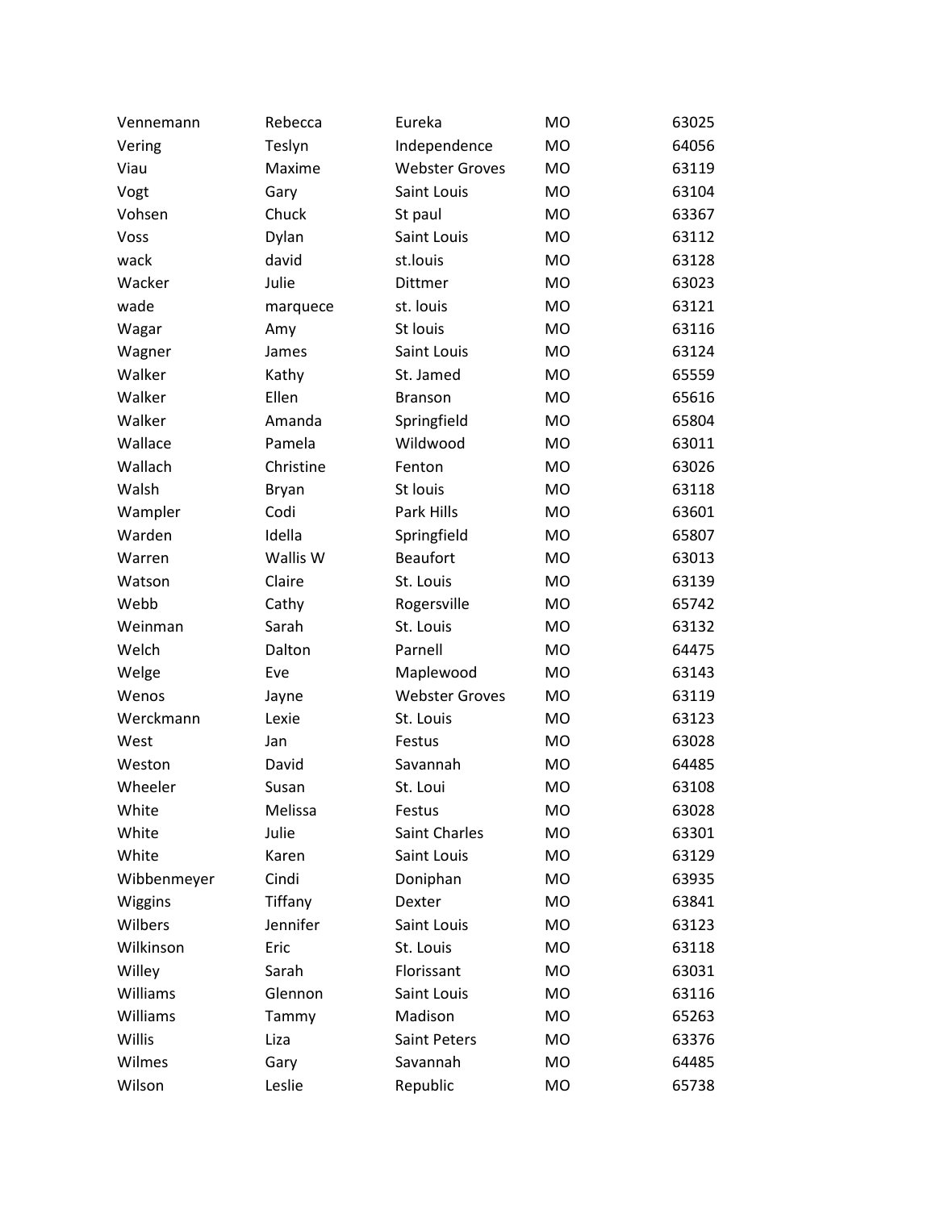| | | | | |
|---|---|---|---|---|
| Vennemann | Rebecca | Eureka | MO | 63025 |
| Vering | Teslyn | Independence | MO | 64056 |
| Viau | Maxime | Webster Groves | MO | 63119 |
| Vogt | Gary | Saint Louis | MO | 63104 |
| Vohsen | Chuck | St paul | MO | 63367 |
| Voss | Dylan | Saint Louis | MO | 63112 |
| wack | david | st.louis | MO | 63128 |
| Wacker | Julie | Dittmer | MO | 63023 |
| wade | marquece | st. louis | MO | 63121 |
| Wagar | Amy | St louis | MO | 63116 |
| Wagner | James | Saint Louis | MO | 63124 |
| Walker | Kathy | St. Jamed | MO | 65559 |
| Walker | Ellen | Branson | MO | 65616 |
| Walker | Amanda | Springfield | MO | 65804 |
| Wallace | Pamela | Wildwood | MO | 63011 |
| Wallach | Christine | Fenton | MO | 63026 |
| Walsh | Bryan | St louis | MO | 63118 |
| Wampler | Codi | Park Hills | MO | 63601 |
| Warden | Idella | Springfield | MO | 65807 |
| Warren | Wallis W | Beaufort | MO | 63013 |
| Watson | Claire | St. Louis | MO | 63139 |
| Webb | Cathy | Rogersville | MO | 65742 |
| Weinman | Sarah | St. Louis | MO | 63132 |
| Welch | Dalton | Parnell | MO | 64475 |
| Welge | Eve | Maplewood | MO | 63143 |
| Wenos | Jayne | Webster Groves | MO | 63119 |
| Werckmann | Lexie | St. Louis | MO | 63123 |
| West | Jan | Festus | MO | 63028 |
| Weston | David | Savannah | MO | 64485 |
| Wheeler | Susan | St. Loui | MO | 63108 |
| White | Melissa | Festus | MO | 63028 |
| White | Julie | Saint Charles | MO | 63301 |
| White | Karen | Saint Louis | MO | 63129 |
| Wibbenmeyer | Cindi | Doniphan | MO | 63935 |
| Wiggins | Tiffany | Dexter | MO | 63841 |
| Wilbers | Jennifer | Saint Louis | MO | 63123 |
| Wilkinson | Eric | St. Louis | MO | 63118 |
| Willey | Sarah | Florissant | MO | 63031 |
| Williams | Glennon | Saint Louis | MO | 63116 |
| Williams | Tammy | Madison | MO | 65263 |
| Willis | Liza | Saint Peters | MO | 63376 |
| Wilmes | Gary | Savannah | MO | 64485 |
| Wilson | Leslie | Republic | MO | 65738 |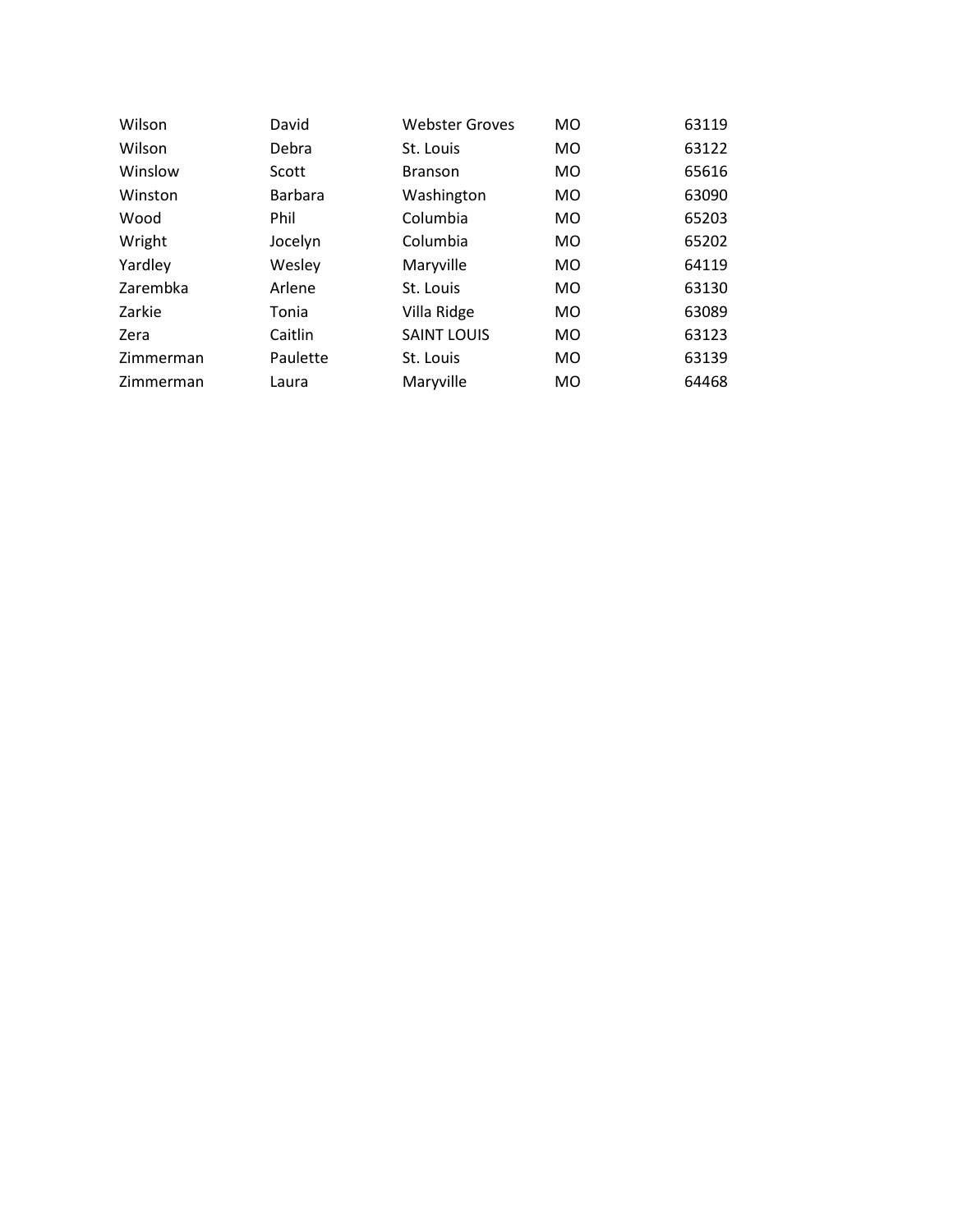| | | | | |
|---|---|---|---|---|
| Wilson | David | Webster Groves | MO | 63119 |
| Wilson | Debra | St. Louis | MO | 63122 |
| Winslow | Scott | Branson | MO | 65616 |
| Winston | Barbara | Washington | MO | 63090 |
| Wood | Phil | Columbia | MO | 65203 |
| Wright | Jocelyn | Columbia | MO | 65202 |
| Yardley | Wesley | Maryville | MO | 64119 |
| Zarembka | Arlene | St. Louis | MO | 63130 |
| Zarkie | Tonia | Villa Ridge | MO | 63089 |
| Zera | Caitlin | SAINT LOUIS | MO | 63123 |
| Zimmerman | Paulette | St. Louis | MO | 63139 |
| Zimmerman | Laura | Maryville | MO | 64468 |